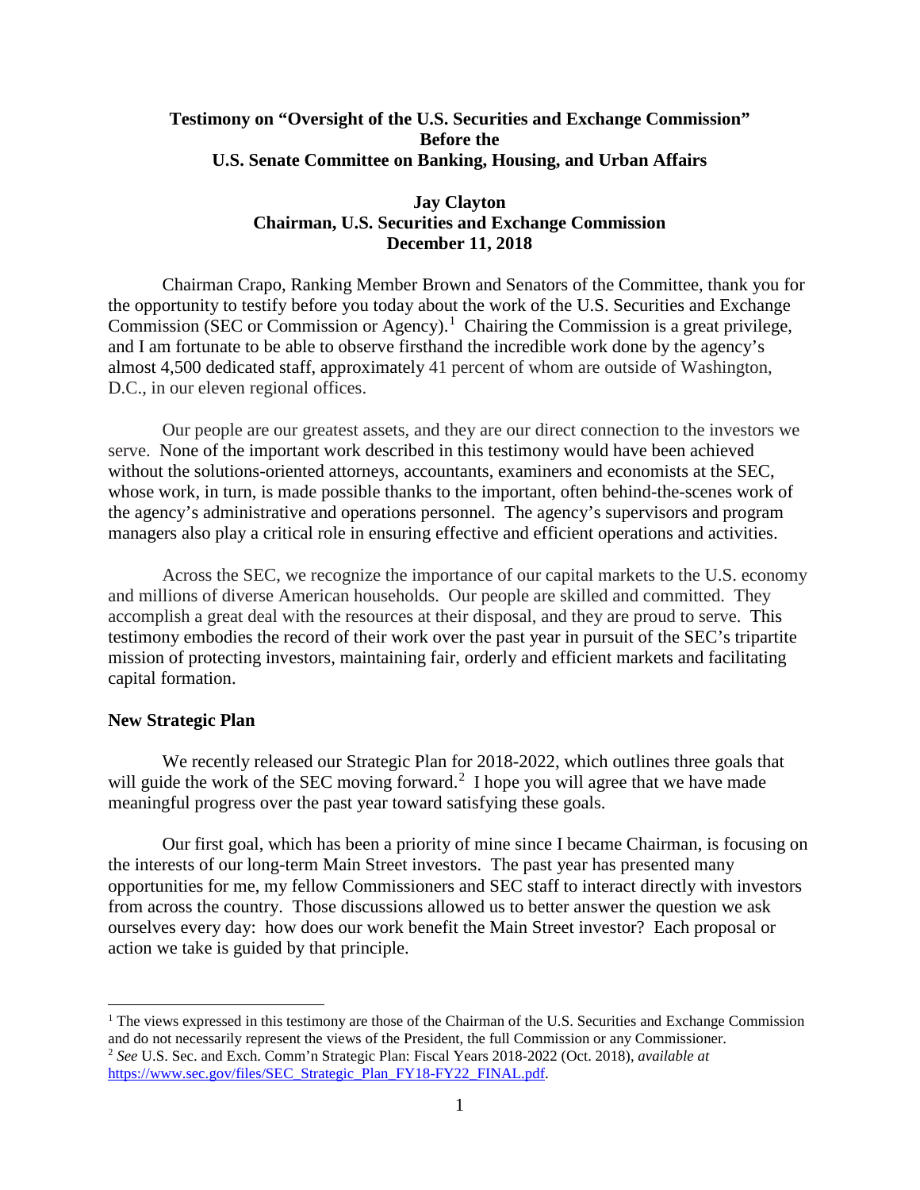**Testimony on "Oversight of the U.S. Securities and Exchange Commission"**
**Before the**
**U.S. Senate Committee on Banking, Housing, and Urban Affairs**

**Jay Clayton**
**Chairman, U.S. Securities and Exchange Commission**
**December 11, 2018**

Chairman Crapo, Ranking Member Brown and Senators of the Committee, thank you for the opportunity to testify before you today about the work of the U.S. Securities and Exchange Commission (SEC or Commission or Agency).[1] Chairing the Commission is a great privilege, and I am fortunate to be able to observe firsthand the incredible work done by the agency's almost 4,500 dedicated staff, approximately 41 percent of whom are outside of Washington, D.C., in our eleven regional offices.

Our people are our greatest assets, and they are our direct connection to the investors we serve. None of the important work described in this testimony would have been achieved without the solutions-oriented attorneys, accountants, examiners and economists at the SEC, whose work, in turn, is made possible thanks to the important, often behind-the-scenes work of the agency's administrative and operations personnel. The agency's supervisors and program managers also play a critical role in ensuring effective and efficient operations and activities.

Across the SEC, we recognize the importance of our capital markets to the U.S. economy and millions of diverse American households. Our people are skilled and committed. They accomplish a great deal with the resources at their disposal, and they are proud to serve. This testimony embodies the record of their work over the past year in pursuit of the SEC's tripartite mission of protecting investors, maintaining fair, orderly and efficient markets and facilitating capital formation.

## New Strategic Plan

We recently released our Strategic Plan for 2018-2022, which outlines three goals that will guide the work of the SEC moving forward.[2] I hope you will agree that we have made meaningful progress over the past year toward satisfying these goals.

Our first goal, which has been a priority of mine since I became Chairman, is focusing on the interests of our long-term Main Street investors. The past year has presented many opportunities for me, my fellow Commissioners and SEC staff to interact directly with investors from across the country. Those discussions allowed us to better answer the question we ask ourselves every day: how does our work benefit the Main Street investor? Each proposal or action we take is guided by that principle.

---

[1] The views expressed in this testimony are those of the Chairman of the U.S. Securities and Exchange Commission and do not necessarily represent the views of the President, the full Commission or any Commissioner.

[2] *See* U.S. Sec. and Exch. Comm'n Strategic Plan: Fiscal Years 2018-2022 (Oct. 2018), *available at* https://www.sec.gov/files/SEC_Strategic_Plan_FY18-FY22_FINAL.pdf.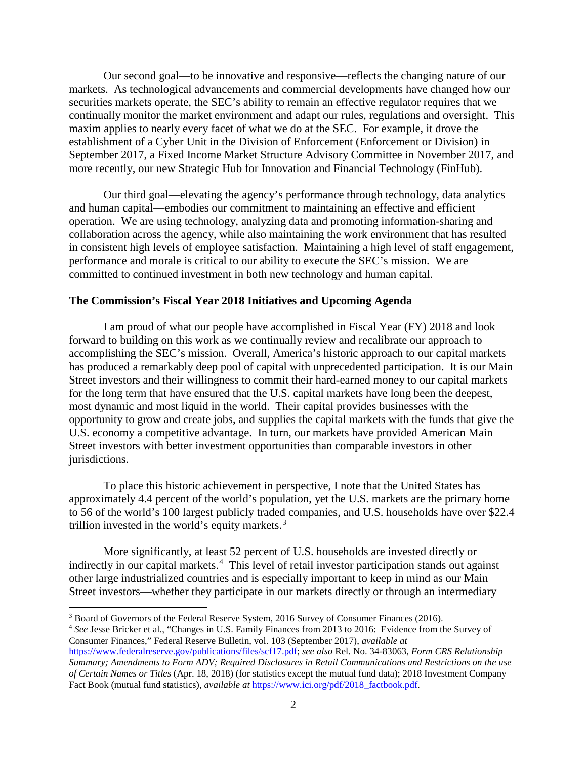Our second goal—to be innovative and responsive—reflects the changing nature of our markets. As technological advancements and commercial developments have changed how our securities markets operate, the SEC's ability to remain an effective regulator requires that we continually monitor the market environment and adapt our rules, regulations and oversight. This maxim applies to nearly every facet of what we do at the SEC. For example, it drove the establishment of a Cyber Unit in the Division of Enforcement (Enforcement or Division) in September 2017, a Fixed Income Market Structure Advisory Committee in November 2017, and more recently, our new Strategic Hub for Innovation and Financial Technology (FinHub).

Our third goal—elevating the agency's performance through technology, data analytics and human capital—embodies our commitment to maintaining an effective and efficient operation. We are using technology, analyzing data and promoting information-sharing and collaboration across the agency, while also maintaining the work environment that has resulted in consistent high levels of employee satisfaction. Maintaining a high level of staff engagement, performance and morale is critical to our ability to execute the SEC's mission. We are committed to continued investment in both new technology and human capital.

**The Commission's Fiscal Year 2018 Initiatives and Upcoming Agenda**

I am proud of what our people have accomplished in Fiscal Year (FY) 2018 and look forward to building on this work as we continually review and recalibrate our approach to accomplishing the SEC's mission. Overall, America's historic approach to our capital markets has produced a remarkably deep pool of capital with unprecedented participation. It is our Main Street investors and their willingness to commit their hard-earned money to our capital markets for the long term that have ensured that the U.S. capital markets have long been the deepest, most dynamic and most liquid in the world. Their capital provides businesses with the opportunity to grow and create jobs, and supplies the capital markets with the funds that give the U.S. economy a competitive advantage. In turn, our markets have provided American Main Street investors with better investment opportunities than comparable investors in other jurisdictions.

To place this historic achievement in perspective, I note that the United States has approximately 4.4 percent of the world's population, yet the U.S. markets are the primary home to 56 of the world's 100 largest publicly traded companies, and U.S. households have over $22.4 trillion invested in the world's equity markets.[3]

More significantly, at least 52 percent of U.S. households are invested directly or indirectly in our capital markets.[4] This level of retail investor participation stands out against other large industrialized countries and is especially important to keep in mind as our Main Street investors—whether they participate in our markets directly or through an intermediary

---

[3] Board of Governors of the Federal Reserve System, 2016 Survey of Consumer Finances (2016).

[4] *See* Jesse Bricker et al., "Changes in U.S. Family Finances from 2013 to 2016: Evidence from the Survey of Consumer Finances," Federal Reserve Bulletin, vol. 103 (September 2017), *available at* https://www.federalreserve.gov/publications/files/scf17.pdf; *see also* Rel. No. 34-83063, *Form CRS Relationship Summary; Amendments to Form ADV; Required Disclosures in Retail Communications and Restrictions on the use of Certain Names or Titles* (Apr. 18, 2018) (for statistics except the mutual fund data); 2018 Investment Company Fact Book (mutual fund statistics), *available at* https://www.ici.org/pdf/2018_factbook.pdf.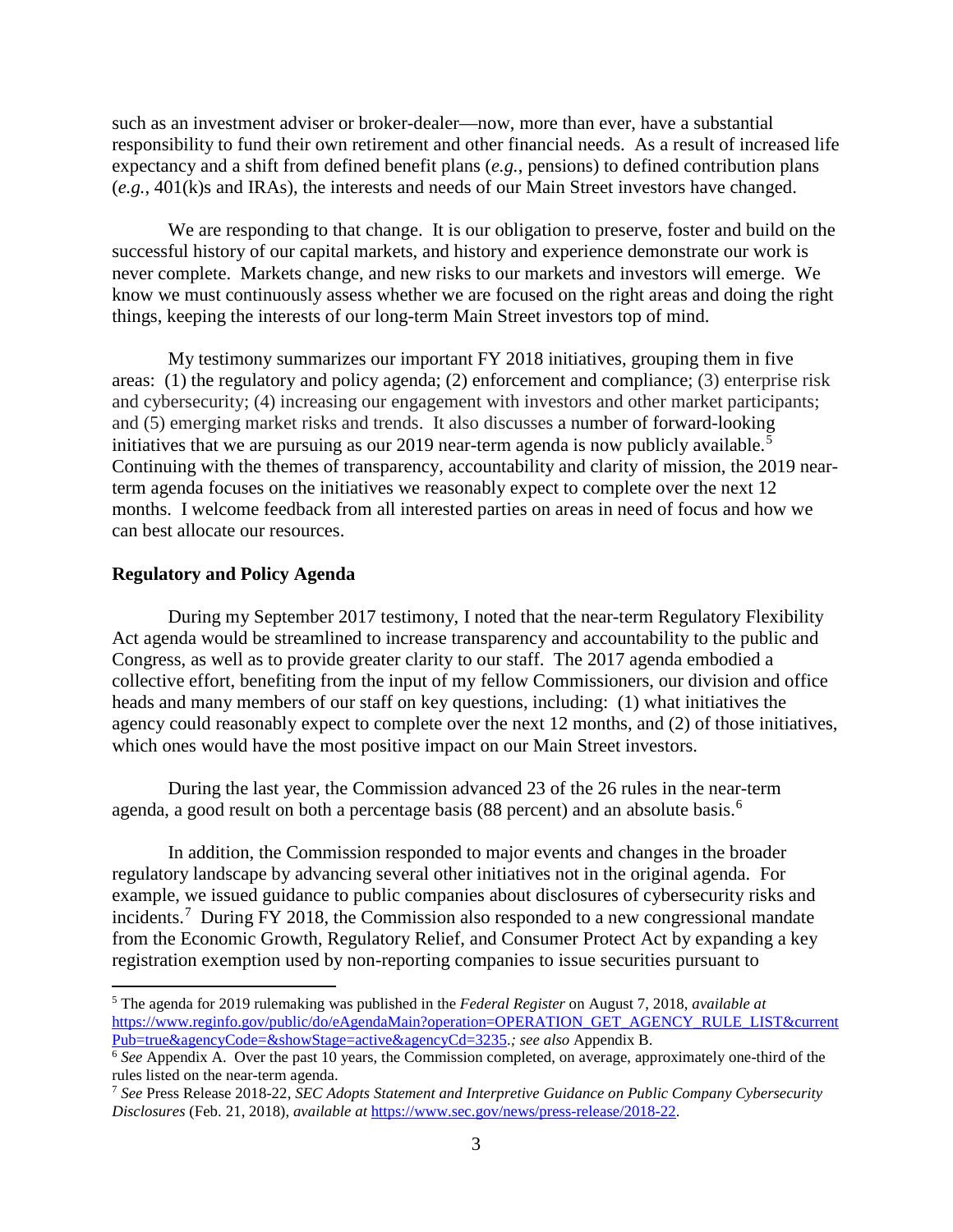such as an investment adviser or broker-dealer—now, more than ever, have a substantial responsibility to fund their own retirement and other financial needs. As a result of increased life expectancy and a shift from defined benefit plans (*e.g.*, pensions) to defined contribution plans (*e.g.*, 401(k)s and IRAs), the interests and needs of our Main Street investors have changed.

We are responding to that change. It is our obligation to preserve, foster and build on the successful history of our capital markets, and history and experience demonstrate our work is never complete. Markets change, and new risks to our markets and investors will emerge. We know we must continuously assess whether we are focused on the right areas and doing the right things, keeping the interests of our long-term Main Street investors top of mind.

My testimony summarizes our important FY 2018 initiatives, grouping them in five areas: (1) the regulatory and policy agenda; (2) enforcement and compliance; (3) enterprise risk and cybersecurity; (4) increasing our engagement with investors and other market participants; and (5) emerging market risks and trends. It also discusses a number of forward-looking initiatives that we are pursuing as our 2019 near-term agenda is now publicly available.[5] Continuing with the themes of transparency, accountability and clarity of mission, the 2019 near-term agenda focuses on the initiatives we reasonably expect to complete over the next 12 months. I welcome feedback from all interested parties on areas in need of focus and how we can best allocate our resources.

**Regulatory and Policy Agenda**

During my September 2017 testimony, I noted that the near-term Regulatory Flexibility Act agenda would be streamlined to increase transparency and accountability to the public and Congress, as well as to provide greater clarity to our staff. The 2017 agenda embodied a collective effort, benefiting from the input of my fellow Commissioners, our division and office heads and many members of our staff on key questions, including: (1) what initiatives the agency could reasonably expect to complete over the next 12 months, and (2) of those initiatives, which ones would have the most positive impact on our Main Street investors.

During the last year, the Commission advanced 23 of the 26 rules in the near-term agenda, a good result on both a percentage basis (88 percent) and an absolute basis.[6]

In addition, the Commission responded to major events and changes in the broader regulatory landscape by advancing several other initiatives not in the original agenda. For example, we issued guidance to public companies about disclosures of cybersecurity risks and incidents.[7] During FY 2018, the Commission also responded to a new congressional mandate from the Economic Growth, Regulatory Relief, and Consumer Protect Act by expanding a key registration exemption used by non-reporting companies to issue securities pursuant to

---

[5] The agenda for 2019 rulemaking was published in the *Federal Register* on August 7, 2018, *available at* https://www.reginfo.gov/public/do/eAgendaMain?operation=OPERATION_GET_AGENCY_RULE_LIST&currentPub=true&agencyCode=&showStage=active&agencyCd=3235.*; see also* Appendix B.

[6] *See* Appendix A. Over the past 10 years, the Commission completed, on average, approximately one-third of the rules listed on the near-term agenda.

[7] *See* Press Release 2018-22, *SEC Adopts Statement and Interpretive Guidance on Public Company Cybersecurity Disclosures* (Feb. 21, 2018), *available at* https://www.sec.gov/news/press-release/2018-22.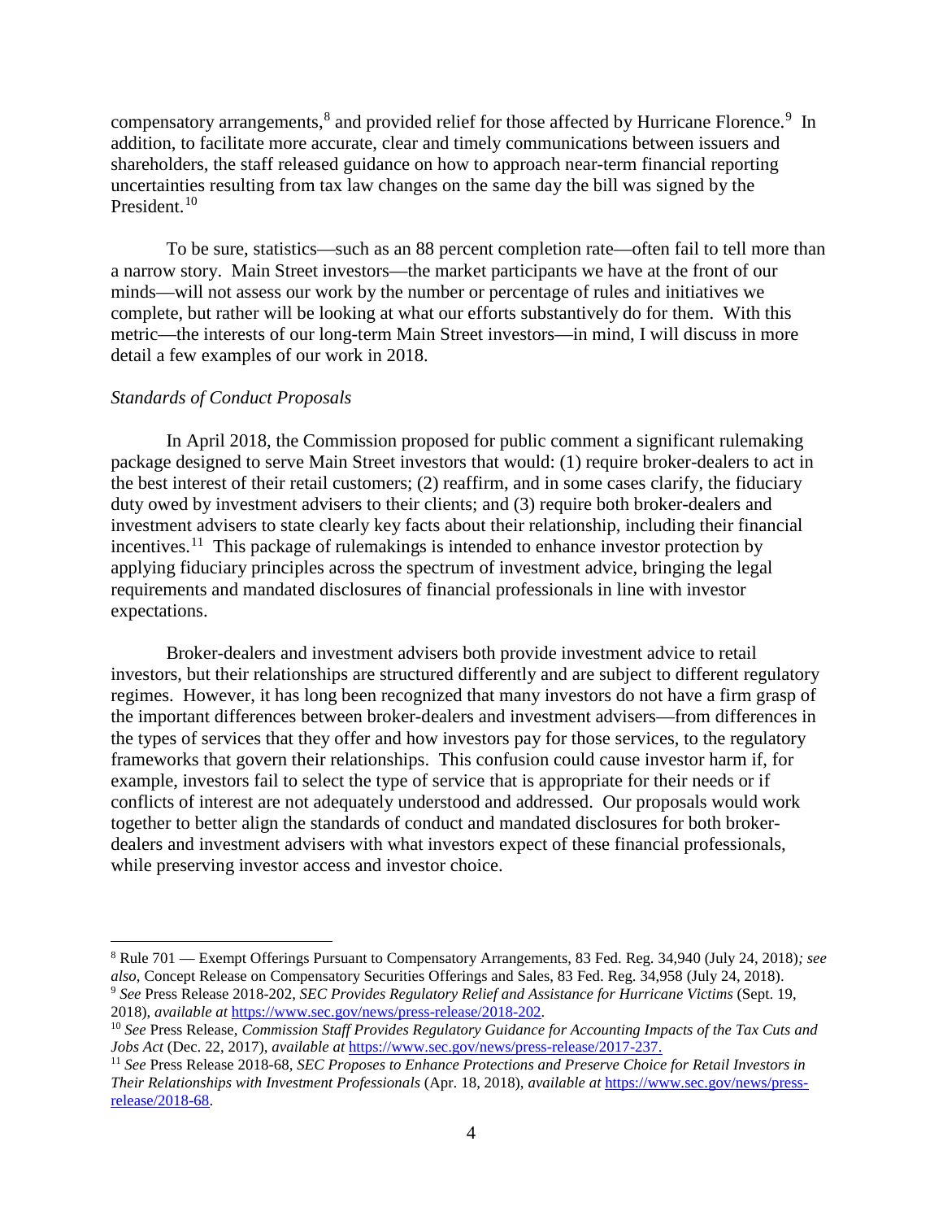compensatory arrangements,[8] and provided relief for those affected by Hurricane Florence.[9] In addition, to facilitate more accurate, clear and timely communications between issuers and shareholders, the staff released guidance on how to approach near-term financial reporting uncertainties resulting from tax law changes on the same day the bill was signed by the President.[10]

To be sure, statistics—such as an 88 percent completion rate—often fail to tell more than a narrow story. Main Street investors—the market participants we have at the front of our minds—will not assess our work by the number or percentage of rules and initiatives we complete, but rather will be looking at what our efforts substantively do for them. With this metric—the interests of our long-term Main Street investors—in mind, I will discuss in more detail a few examples of our work in 2018.

*Standards of Conduct Proposals*

In April 2018, the Commission proposed for public comment a significant rulemaking package designed to serve Main Street investors that would: (1) require broker-dealers to act in the best interest of their retail customers; (2) reaffirm, and in some cases clarify, the fiduciary duty owed by investment advisers to their clients; and (3) require both broker-dealers and investment advisers to state clearly key facts about their relationship, including their financial incentives.[11] This package of rulemakings is intended to enhance investor protection by applying fiduciary principles across the spectrum of investment advice, bringing the legal requirements and mandated disclosures of financial professionals in line with investor expectations.

Broker-dealers and investment advisers both provide investment advice to retail investors, but their relationships are structured differently and are subject to different regulatory regimes. However, it has long been recognized that many investors do not have a firm grasp of the important differences between broker-dealers and investment advisers—from differences in the types of services that they offer and how investors pay for those services, to the regulatory frameworks that govern their relationships. This confusion could cause investor harm if, for example, investors fail to select the type of service that is appropriate for their needs or if conflicts of interest are not adequately understood and addressed. Our proposals would work together to better align the standards of conduct and mandated disclosures for both broker-dealers and investment advisers with what investors expect of these financial professionals, while preserving investor access and investor choice.

---

[8] Rule 701 — Exempt Offerings Pursuant to Compensatory Arrangements, 83 Fed. Reg. 34,940 (July 24, 2018)*; see also*, Concept Release on Compensatory Securities Offerings and Sales, 83 Fed. Reg. 34,958 (July 24, 2018).

[9] *See* Press Release 2018-202, *SEC Provides Regulatory Relief and Assistance for Hurricane Victims* (Sept. 19, 2018), *available at* https://www.sec.gov/news/press-release/2018-202.

[10] *See* Press Release, *Commission Staff Provides Regulatory Guidance for Accounting Impacts of the Tax Cuts and Jobs Act* (Dec. 22, 2017), *available at* https://www.sec.gov/news/press-release/2017-237.

[11] *See* Press Release 2018-68, *SEC Proposes to Enhance Protections and Preserve Choice for Retail Investors in Their Relationships with Investment Professionals* (Apr. 18, 2018), *available at* https://www.sec.gov/news/press-release/2018-68.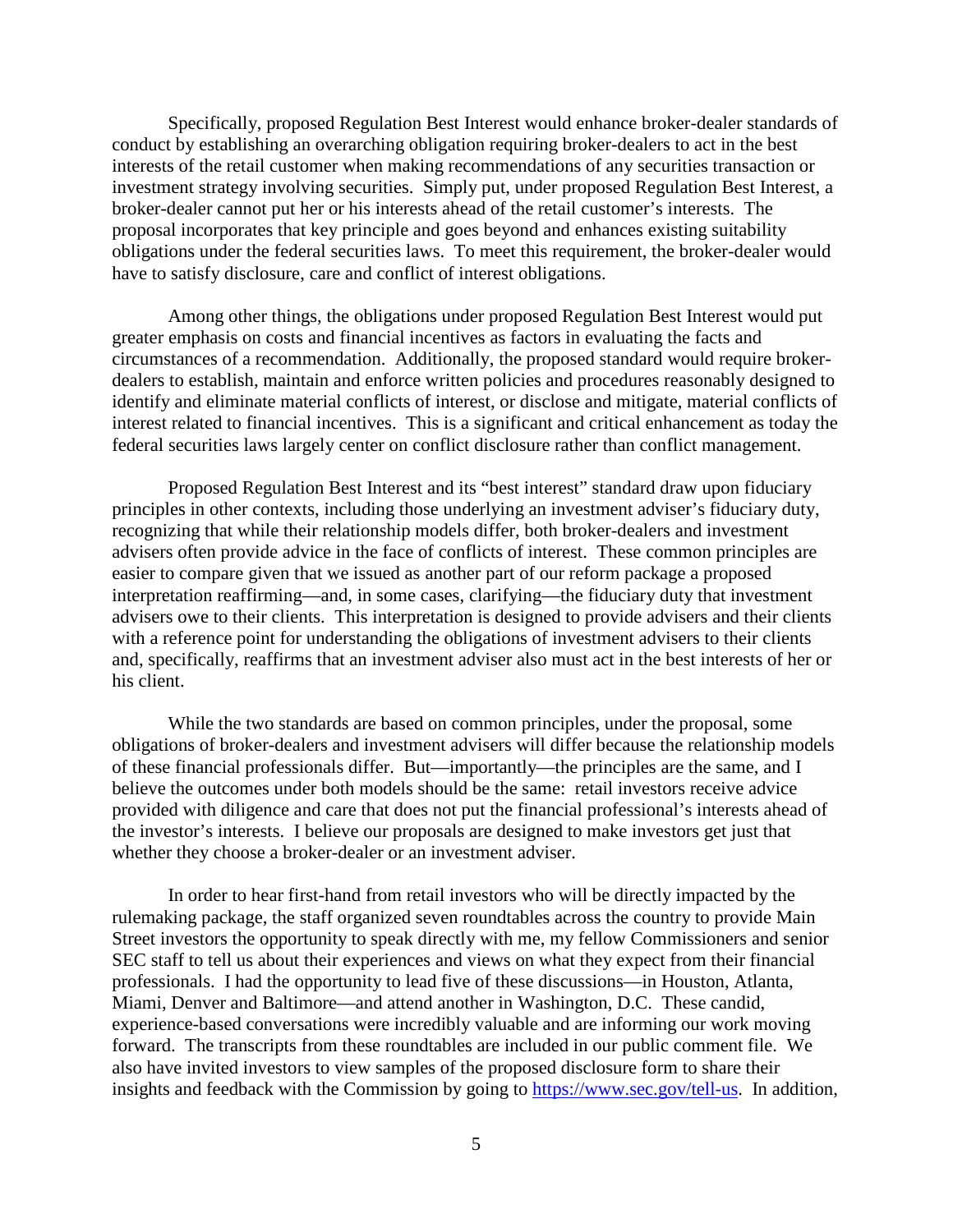Specifically, proposed Regulation Best Interest would enhance broker-dealer standards of conduct by establishing an overarching obligation requiring broker-dealers to act in the best interests of the retail customer when making recommendations of any securities transaction or investment strategy involving securities. Simply put, under proposed Regulation Best Interest, a broker-dealer cannot put her or his interests ahead of the retail customer's interests. The proposal incorporates that key principle and goes beyond and enhances existing suitability obligations under the federal securities laws. To meet this requirement, the broker-dealer would have to satisfy disclosure, care and conflict of interest obligations.

Among other things, the obligations under proposed Regulation Best Interest would put greater emphasis on costs and financial incentives as factors in evaluating the facts and circumstances of a recommendation. Additionally, the proposed standard would require broker-dealers to establish, maintain and enforce written policies and procedures reasonably designed to identify and eliminate material conflicts of interest, or disclose and mitigate, material conflicts of interest related to financial incentives. This is a significant and critical enhancement as today the federal securities laws largely center on conflict disclosure rather than conflict management.

Proposed Regulation Best Interest and its "best interest" standard draw upon fiduciary principles in other contexts, including those underlying an investment adviser's fiduciary duty, recognizing that while their relationship models differ, both broker-dealers and investment advisers often provide advice in the face of conflicts of interest. These common principles are easier to compare given that we issued as another part of our reform package a proposed interpretation reaffirming—and, in some cases, clarifying—the fiduciary duty that investment advisers owe to their clients. This interpretation is designed to provide advisers and their clients with a reference point for understanding the obligations of investment advisers to their clients and, specifically, reaffirms that an investment adviser also must act in the best interests of her or his client.

While the two standards are based on common principles, under the proposal, some obligations of broker-dealers and investment advisers will differ because the relationship models of these financial professionals differ. But—importantly—the principles are the same, and I believe the outcomes under both models should be the same: retail investors receive advice provided with diligence and care that does not put the financial professional's interests ahead of the investor's interests. I believe our proposals are designed to make investors get just that whether they choose a broker-dealer or an investment adviser.

In order to hear first-hand from retail investors who will be directly impacted by the rulemaking package, the staff organized seven roundtables across the country to provide Main Street investors the opportunity to speak directly with me, my fellow Commissioners and senior SEC staff to tell us about their experiences and views on what they expect from their financial professionals. I had the opportunity to lead five of these discussions—in Houston, Atlanta, Miami, Denver and Baltimore—and attend another in Washington, D.C. These candid, experience-based conversations were incredibly valuable and are informing our work moving forward. The transcripts from these roundtables are included in our public comment file. We also have invited investors to view samples of the proposed disclosure form to share their insights and feedback with the Commission by going to [https://www.sec.gov/tell-us](https://www.sec.gov/tell-us). In addition,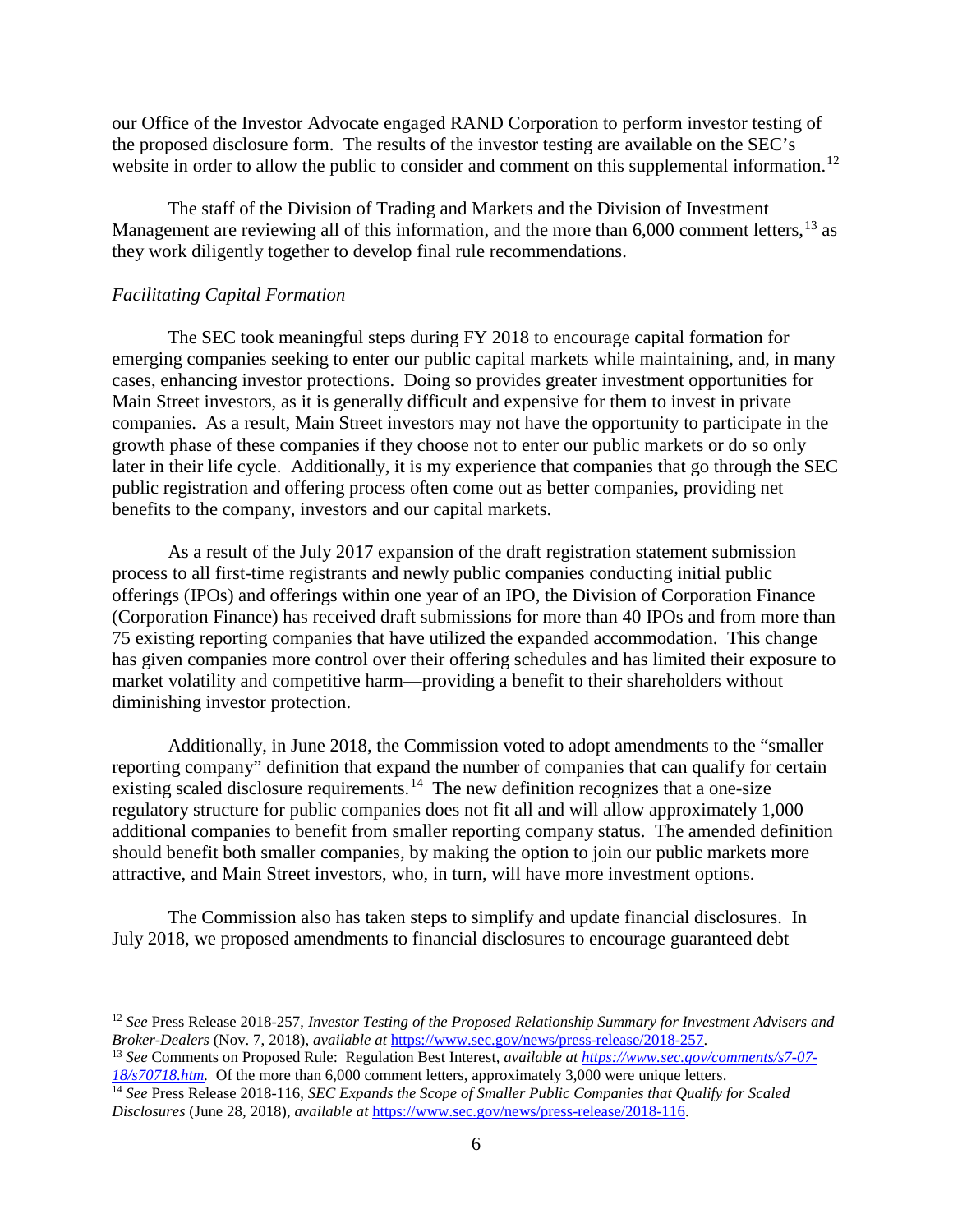our Office of the Investor Advocate engaged RAND Corporation to perform investor testing of the proposed disclosure form. The results of the investor testing are available on the SEC's website in order to allow the public to consider and comment on this supplemental information.[12]

The staff of the Division of Trading and Markets and the Division of Investment Management are reviewing all of this information, and the more than 6,000 comment letters,[13] as they work diligently together to develop final rule recommendations.

*Facilitating Capital Formation*

The SEC took meaningful steps during FY 2018 to encourage capital formation for emerging companies seeking to enter our public capital markets while maintaining, and, in many cases, enhancing investor protections. Doing so provides greater investment opportunities for Main Street investors, as it is generally difficult and expensive for them to invest in private companies. As a result, Main Street investors may not have the opportunity to participate in the growth phase of these companies if they choose not to enter our public markets or do so only later in their life cycle. Additionally, it is my experience that companies that go through the SEC public registration and offering process often come out as better companies, providing net benefits to the company, investors and our capital markets.

As a result of the July 2017 expansion of the draft registration statement submission process to all first-time registrants and newly public companies conducting initial public offerings (IPOs) and offerings within one year of an IPO, the Division of Corporation Finance (Corporation Finance) has received draft submissions for more than 40 IPOs and from more than 75 existing reporting companies that have utilized the expanded accommodation. This change has given companies more control over their offering schedules and has limited their exposure to market volatility and competitive harm—providing a benefit to their shareholders without diminishing investor protection.

Additionally, in June 2018, the Commission voted to adopt amendments to the "smaller reporting company" definition that expand the number of companies that can qualify for certain existing scaled disclosure requirements.[14] The new definition recognizes that a one-size regulatory structure for public companies does not fit all and will allow approximately 1,000 additional companies to benefit from smaller reporting company status. The amended definition should benefit both smaller companies, by making the option to join our public markets more attractive, and Main Street investors, who, in turn, will have more investment options.

The Commission also has taken steps to simplify and update financial disclosures. In July 2018, we proposed amendments to financial disclosures to encourage guaranteed debt

---

[12] *See* Press Release 2018-257, *Investor Testing of the Proposed Relationship Summary for Investment Advisers and Broker-Dealers* (Nov. 7, 2018), *available at* https://www.sec.gov/news/press-release/2018-257.

[13] *See* Comments on Proposed Rule: Regulation Best Interest, *available at https://www.sec.gov/comments/s7-07-18/s70718.htm.* Of the more than 6,000 comment letters, approximately 3,000 were unique letters.

[14] *See* Press Release 2018-116, *SEC Expands the Scope of Smaller Public Companies that Qualify for Scaled Disclosures* (June 28, 2018), *available at* https://www.sec.gov/news/press-release/2018-116.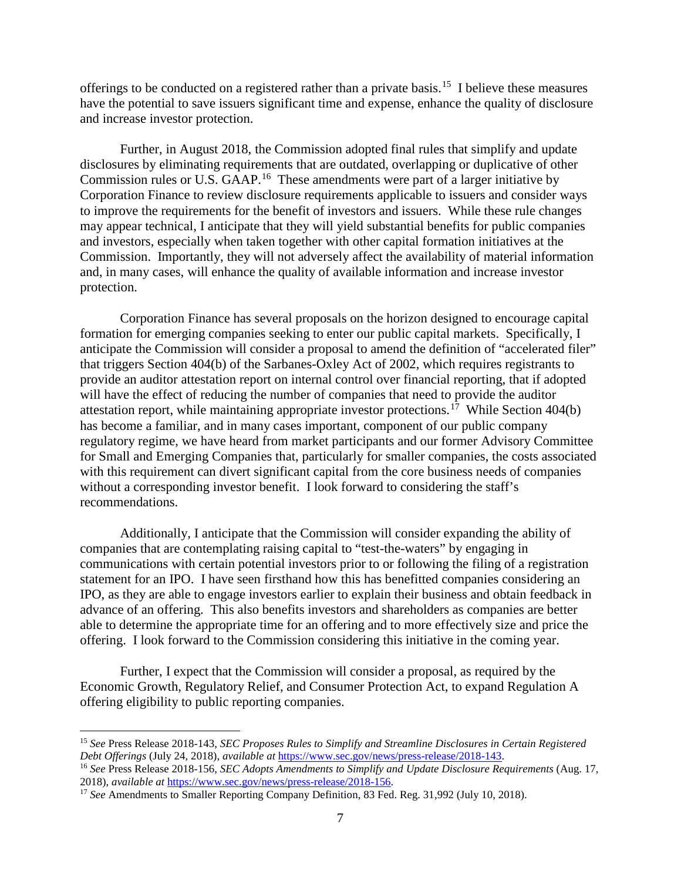offerings to be conducted on a registered rather than a private basis.[15] I believe these measures have the potential to save issuers significant time and expense, enhance the quality of disclosure and increase investor protection.

Further, in August 2018, the Commission adopted final rules that simplify and update disclosures by eliminating requirements that are outdated, overlapping or duplicative of other Commission rules or U.S. GAAP.[16] These amendments were part of a larger initiative by Corporation Finance to review disclosure requirements applicable to issuers and consider ways to improve the requirements for the benefit of investors and issuers. While these rule changes may appear technical, I anticipate that they will yield substantial benefits for public companies and investors, especially when taken together with other capital formation initiatives at the Commission. Importantly, they will not adversely affect the availability of material information and, in many cases, will enhance the quality of available information and increase investor protection.

Corporation Finance has several proposals on the horizon designed to encourage capital formation for emerging companies seeking to enter our public capital markets. Specifically, I anticipate the Commission will consider a proposal to amend the definition of "accelerated filer" that triggers Section 404(b) of the Sarbanes-Oxley Act of 2002, which requires registrants to provide an auditor attestation report on internal control over financial reporting, that if adopted will have the effect of reducing the number of companies that need to provide the auditor attestation report, while maintaining appropriate investor protections.[17] While Section 404(b) has become a familiar, and in many cases important, component of our public company regulatory regime, we have heard from market participants and our former Advisory Committee for Small and Emerging Companies that, particularly for smaller companies, the costs associated with this requirement can divert significant capital from the core business needs of companies without a corresponding investor benefit. I look forward to considering the staff's recommendations.

Additionally, I anticipate that the Commission will consider expanding the ability of companies that are contemplating raising capital to "test-the-waters" by engaging in communications with certain potential investors prior to or following the filing of a registration statement for an IPO. I have seen firsthand how this has benefitted companies considering an IPO, as they are able to engage investors earlier to explain their business and obtain feedback in advance of an offering. This also benefits investors and shareholders as companies are better able to determine the appropriate time for an offering and to more effectively size and price the offering. I look forward to the Commission considering this initiative in the coming year.

Further, I expect that the Commission will consider a proposal, as required by the Economic Growth, Regulatory Relief, and Consumer Protection Act, to expand Regulation A offering eligibility to public reporting companies.

---

[15] *See* Press Release 2018-143, *SEC Proposes Rules to Simplify and Streamline Disclosures in Certain Registered Debt Offerings* (July 24, 2018), *available at* https://www.sec.gov/news/press-release/2018-143.

[16] *See* Press Release 2018-156, *SEC Adopts Amendments to Simplify and Update Disclosure Requirements* (Aug. 17, 2018), *available at* https://www.sec.gov/news/press-release/2018-156.

[17] *See* Amendments to Smaller Reporting Company Definition, 83 Fed. Reg. 31,992 (July 10, 2018).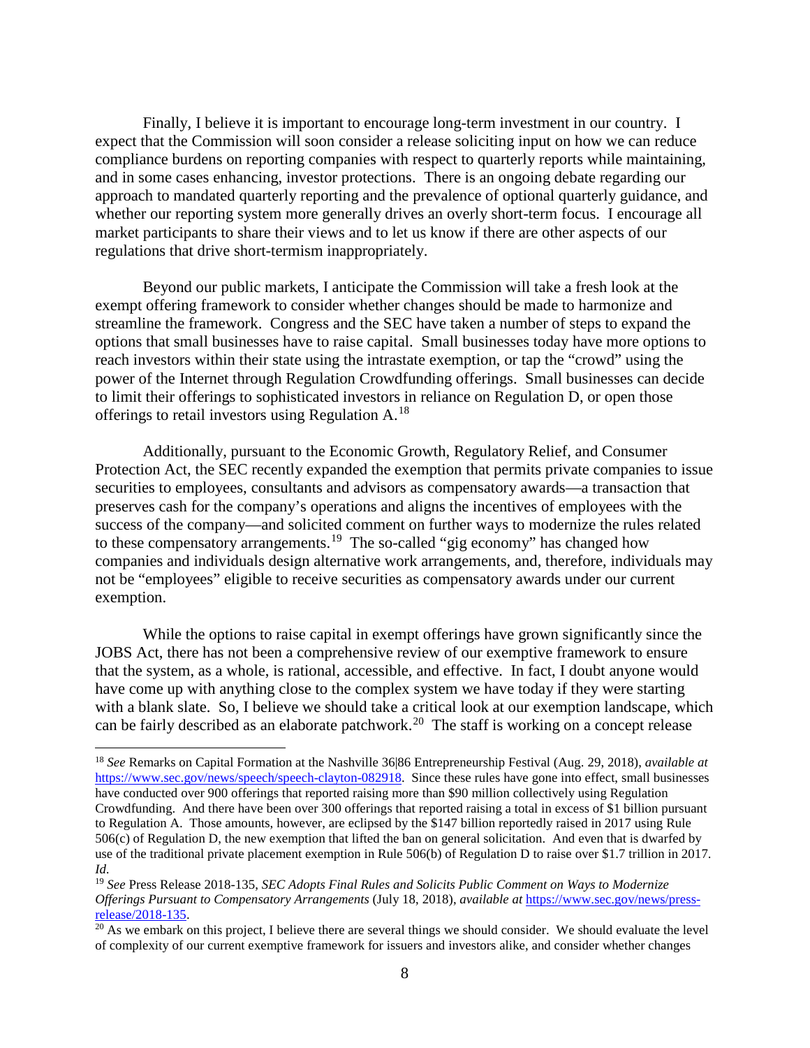Finally, I believe it is important to encourage long-term investment in our country. I expect that the Commission will soon consider a release soliciting input on how we can reduce compliance burdens on reporting companies with respect to quarterly reports while maintaining, and in some cases enhancing, investor protections. There is an ongoing debate regarding our approach to mandated quarterly reporting and the prevalence of optional quarterly guidance, and whether our reporting system more generally drives an overly short-term focus. I encourage all market participants to share their views and to let us know if there are other aspects of our regulations that drive short-termism inappropriately.

Beyond our public markets, I anticipate the Commission will take a fresh look at the exempt offering framework to consider whether changes should be made to harmonize and streamline the framework. Congress and the SEC have taken a number of steps to expand the options that small businesses have to raise capital. Small businesses today have more options to reach investors within their state using the intrastate exemption, or tap the "crowd" using the power of the Internet through Regulation Crowdfunding offerings. Small businesses can decide to limit their offerings to sophisticated investors in reliance on Regulation D, or open those offerings to retail investors using Regulation A.[18]

Additionally, pursuant to the Economic Growth, Regulatory Relief, and Consumer Protection Act, the SEC recently expanded the exemption that permits private companies to issue securities to employees, consultants and advisors as compensatory awards—a transaction that preserves cash for the company's operations and aligns the incentives of employees with the success of the company—and solicited comment on further ways to modernize the rules related to these compensatory arrangements.[19] The so-called "gig economy" has changed how companies and individuals design alternative work arrangements, and, therefore, individuals may not be "employees" eligible to receive securities as compensatory awards under our current exemption.

While the options to raise capital in exempt offerings have grown significantly since the JOBS Act, there has not been a comprehensive review of our exemptive framework to ensure that the system, as a whole, is rational, accessible, and effective. In fact, I doubt anyone would have come up with anything close to the complex system we have today if they were starting with a blank slate. So, I believe we should take a critical look at our exemption landscape, which can be fairly described as an elaborate patchwork.[20] The staff is working on a concept release

---

[18] *See* Remarks on Capital Formation at the Nashville 36|86 Entrepreneurship Festival (Aug. 29, 2018), *available at* https://www.sec.gov/news/speech/speech-clayton-082918. Since these rules have gone into effect, small businesses have conducted over 900 offerings that reported raising more than $90 million collectively using Regulation Crowdfunding. And there have been over 300 offerings that reported raising a total in excess of $1 billion pursuant to Regulation A. Those amounts, however, are eclipsed by the $147 billion reportedly raised in 2017 using Rule 506(c) of Regulation D, the new exemption that lifted the ban on general solicitation. And even that is dwarfed by use of the traditional private placement exemption in Rule 506(b) of Regulation D to raise over $1.7 trillion in 2017. *Id.*

[19] *See* Press Release 2018-135, *SEC Adopts Final Rules and Solicits Public Comment on Ways to Modernize Offerings Pursuant to Compensatory Arrangements* (July 18, 2018), *available at* https://www.sec.gov/news/press-release/2018-135.

[20] As we embark on this project, I believe there are several things we should consider. We should evaluate the level of complexity of our current exemptive framework for issuers and investors alike, and consider whether changes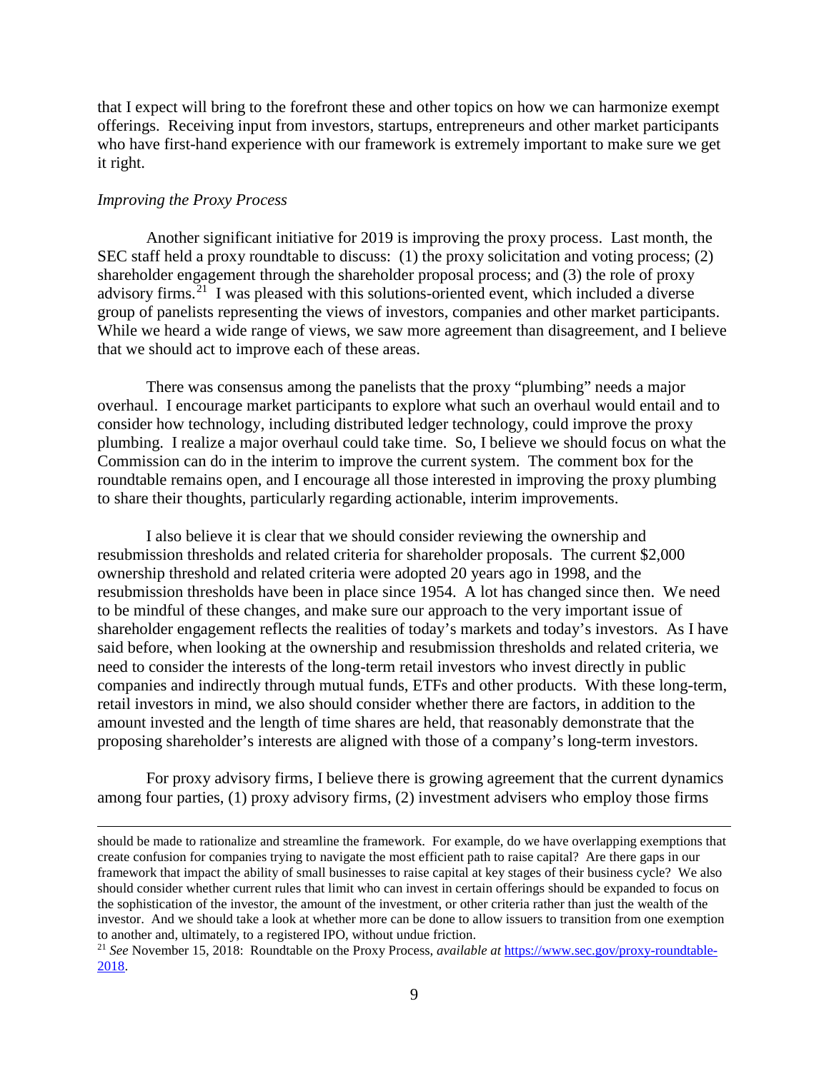that I expect will bring to the forefront these and other topics on how we can harmonize exempt offerings. Receiving input from investors, startups, entrepreneurs and other market participants who have first-hand experience with our framework is extremely important to make sure we get it right.

*Improving the Proxy Process*

Another significant initiative for 2019 is improving the proxy process. Last month, the SEC staff held a proxy roundtable to discuss: (1) the proxy solicitation and voting process; (2) shareholder engagement through the shareholder proposal process; and (3) the role of proxy advisory firms.[21] I was pleased with this solutions-oriented event, which included a diverse group of panelists representing the views of investors, companies and other market participants. While we heard a wide range of views, we saw more agreement than disagreement, and I believe that we should act to improve each of these areas.

There was consensus among the panelists that the proxy "plumbing" needs a major overhaul. I encourage market participants to explore what such an overhaul would entail and to consider how technology, including distributed ledger technology, could improve the proxy plumbing. I realize a major overhaul could take time. So, I believe we should focus on what the Commission can do in the interim to improve the current system. The comment box for the roundtable remains open, and I encourage all those interested in improving the proxy plumbing to share their thoughts, particularly regarding actionable, interim improvements.

I also believe it is clear that we should consider reviewing the ownership and resubmission thresholds and related criteria for shareholder proposals. The current $2,000 ownership threshold and related criteria were adopted 20 years ago in 1998, and the resubmission thresholds have been in place since 1954. A lot has changed since then. We need to be mindful of these changes, and make sure our approach to the very important issue of shareholder engagement reflects the realities of today's markets and today's investors. As I have said before, when looking at the ownership and resubmission thresholds and related criteria, we need to consider the interests of the long-term retail investors who invest directly in public companies and indirectly through mutual funds, ETFs and other products. With these long-term, retail investors in mind, we also should consider whether there are factors, in addition to the amount invested and the length of time shares are held, that reasonably demonstrate that the proposing shareholder's interests are aligned with those of a company's long-term investors.

For proxy advisory firms, I believe there is growing agreement that the current dynamics among four parties, (1) proxy advisory firms, (2) investment advisers who employ those firms

---

should be made to rationalize and streamline the framework. For example, do we have overlapping exemptions that create confusion for companies trying to navigate the most efficient path to raise capital? Are there gaps in our framework that impact the ability of small businesses to raise capital at key stages of their business cycle? We also should consider whether current rules that limit who can invest in certain offerings should be expanded to focus on the sophistication of the investor, the amount of the investment, or other criteria rather than just the wealth of the investor. And we should take a look at whether more can be done to allow issuers to transition from one exemption to another and, ultimately, to a registered IPO, without undue friction.

[21] *See* November 15, 2018: Roundtable on the Proxy Process, *available at* https://www.sec.gov/proxy-roundtable-2018.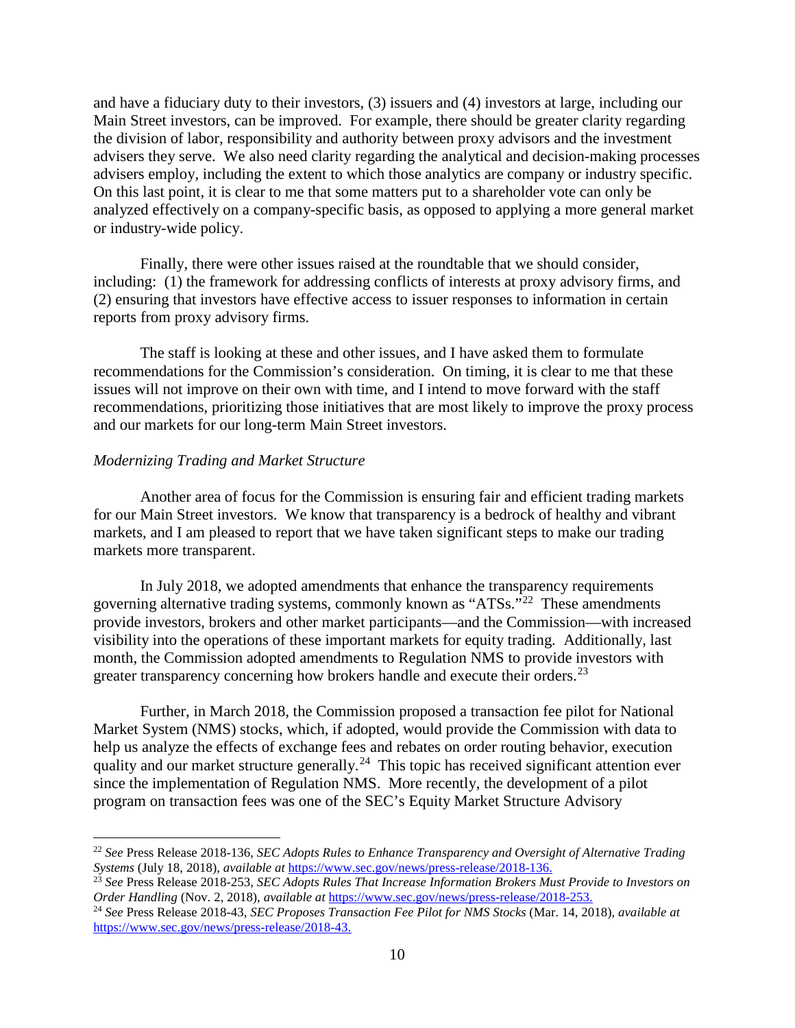and have a fiduciary duty to their investors, (3) issuers and (4) investors at large, including our Main Street investors, can be improved. For example, there should be greater clarity regarding the division of labor, responsibility and authority between proxy advisors and the investment advisers they serve. We also need clarity regarding the analytical and decision-making processes advisers employ, including the extent to which those analytics are company or industry specific. On this last point, it is clear to me that some matters put to a shareholder vote can only be analyzed effectively on a company-specific basis, as opposed to applying a more general market or industry-wide policy.

Finally, there were other issues raised at the roundtable that we should consider, including: (1) the framework for addressing conflicts of interests at proxy advisory firms, and (2) ensuring that investors have effective access to issuer responses to information in certain reports from proxy advisory firms.

The staff is looking at these and other issues, and I have asked them to formulate recommendations for the Commission's consideration. On timing, it is clear to me that these issues will not improve on their own with time, and I intend to move forward with the staff recommendations, prioritizing those initiatives that are most likely to improve the proxy process and our markets for our long-term Main Street investors.

*Modernizing Trading and Market Structure*

Another area of focus for the Commission is ensuring fair and efficient trading markets for our Main Street investors. We know that transparency is a bedrock of healthy and vibrant markets, and I am pleased to report that we have taken significant steps to make our trading markets more transparent.

In July 2018, we adopted amendments that enhance the transparency requirements governing alternative trading systems, commonly known as "ATSs."[22] These amendments provide investors, brokers and other market participants—and the Commission—with increased visibility into the operations of these important markets for equity trading. Additionally, last month, the Commission adopted amendments to Regulation NMS to provide investors with greater transparency concerning how brokers handle and execute their orders.[23]

Further, in March 2018, the Commission proposed a transaction fee pilot for National Market System (NMS) stocks, which, if adopted, would provide the Commission with data to help us analyze the effects of exchange fees and rebates on order routing behavior, execution quality and our market structure generally.[24] This topic has received significant attention ever since the implementation of Regulation NMS. More recently, the development of a pilot program on transaction fees was one of the SEC's Equity Market Structure Advisory

---

[22] *See* Press Release 2018-136, *SEC Adopts Rules to Enhance Transparency and Oversight of Alternative Trading Systems* (July 18, 2018), *available at* https://www.sec.gov/news/press-release/2018-136.

[23] *See* Press Release 2018-253, *SEC Adopts Rules That Increase Information Brokers Must Provide to Investors on Order Handling* (Nov. 2, 2018), *available at* https://www.sec.gov/news/press-release/2018-253.

[24] *See* Press Release 2018-43, *SEC Proposes Transaction Fee Pilot for NMS Stocks* (Mar. 14, 2018), *available at* https://www.sec.gov/news/press-release/2018-43.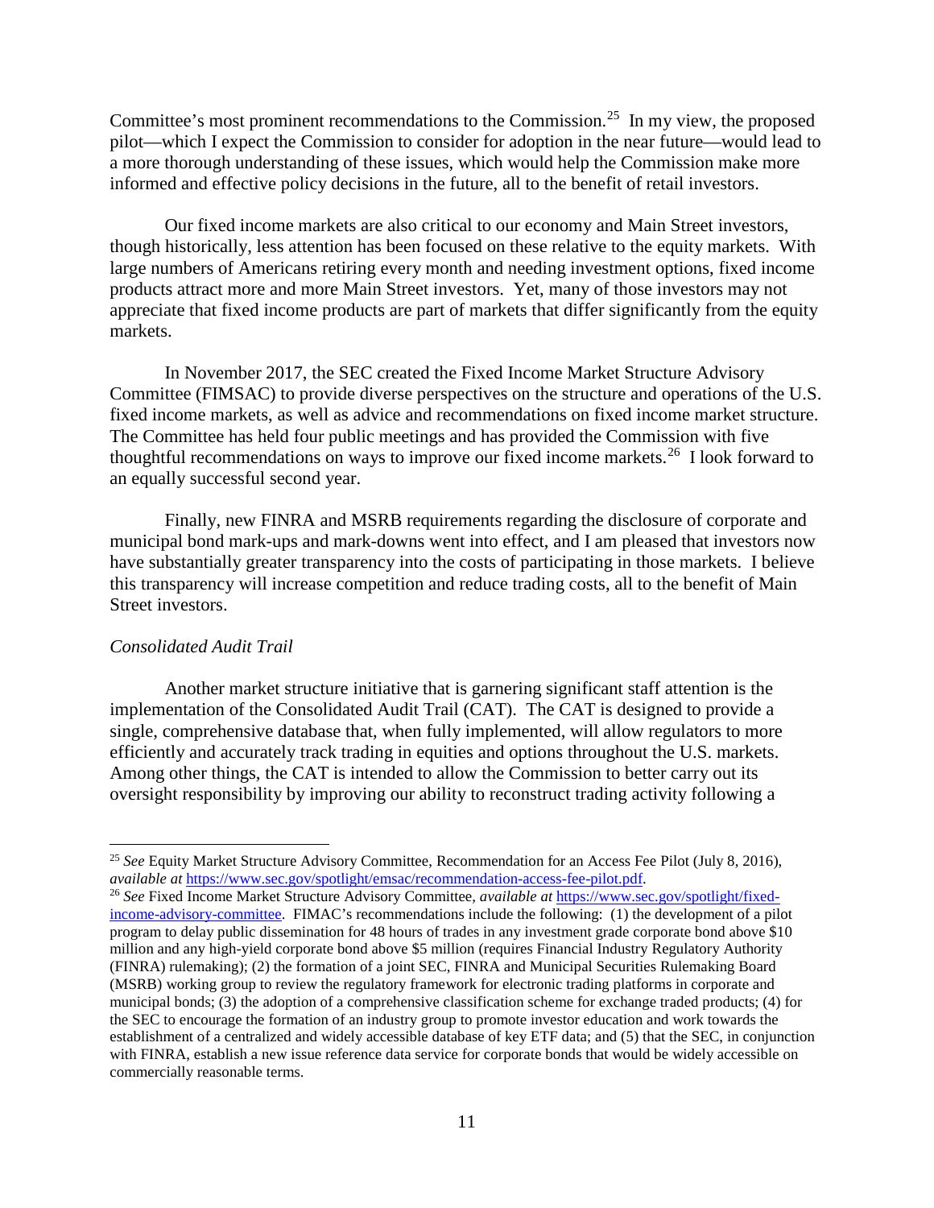Committee's most prominent recommendations to the Commission.[25] In my view, the proposed pilot—which I expect the Commission to consider for adoption in the near future—would lead to a more thorough understanding of these issues, which would help the Commission make more informed and effective policy decisions in the future, all to the benefit of retail investors.

Our fixed income markets are also critical to our economy and Main Street investors, though historically, less attention has been focused on these relative to the equity markets. With large numbers of Americans retiring every month and needing investment options, fixed income products attract more and more Main Street investors. Yet, many of those investors may not appreciate that fixed income products are part of markets that differ significantly from the equity markets.

In November 2017, the SEC created the Fixed Income Market Structure Advisory Committee (FIMSAC) to provide diverse perspectives on the structure and operations of the U.S. fixed income markets, as well as advice and recommendations on fixed income market structure. The Committee has held four public meetings and has provided the Commission with five thoughtful recommendations on ways to improve our fixed income markets.[26] I look forward to an equally successful second year.

Finally, new FINRA and MSRB requirements regarding the disclosure of corporate and municipal bond mark-ups and mark-downs went into effect, and I am pleased that investors now have substantially greater transparency into the costs of participating in those markets. I believe this transparency will increase competition and reduce trading costs, all to the benefit of Main Street investors.

*Consolidated Audit Trail*

Another market structure initiative that is garnering significant staff attention is the implementation of the Consolidated Audit Trail (CAT). The CAT is designed to provide a single, comprehensive database that, when fully implemented, will allow regulators to more efficiently and accurately track trading in equities and options throughout the U.S. markets. Among other things, the CAT is intended to allow the Commission to better carry out its oversight responsibility by improving our ability to reconstruct trading activity following a

---

[25] *See* Equity Market Structure Advisory Committee, Recommendation for an Access Fee Pilot (July 8, 2016), *available at* https://www.sec.gov/spotlight/emsac/recommendation-access-fee-pilot.pdf.

[26] *See* Fixed Income Market Structure Advisory Committee, *available at* https://www.sec.gov/spotlight/fixed-income-advisory-committee. FIMAC's recommendations include the following: (1) the development of a pilot program to delay public dissemination for 48 hours of trades in any investment grade corporate bond above $10 million and any high-yield corporate bond above $5 million (requires Financial Industry Regulatory Authority (FINRA) rulemaking); (2) the formation of a joint SEC, FINRA and Municipal Securities Rulemaking Board (MSRB) working group to review the regulatory framework for electronic trading platforms in corporate and municipal bonds; (3) the adoption of a comprehensive classification scheme for exchange traded products; (4) for the SEC to encourage the formation of an industry group to promote investor education and work towards the establishment of a centralized and widely accessible database of key ETF data; and (5) that the SEC, in conjunction with FINRA, establish a new issue reference data service for corporate bonds that would be widely accessible on commercially reasonable terms.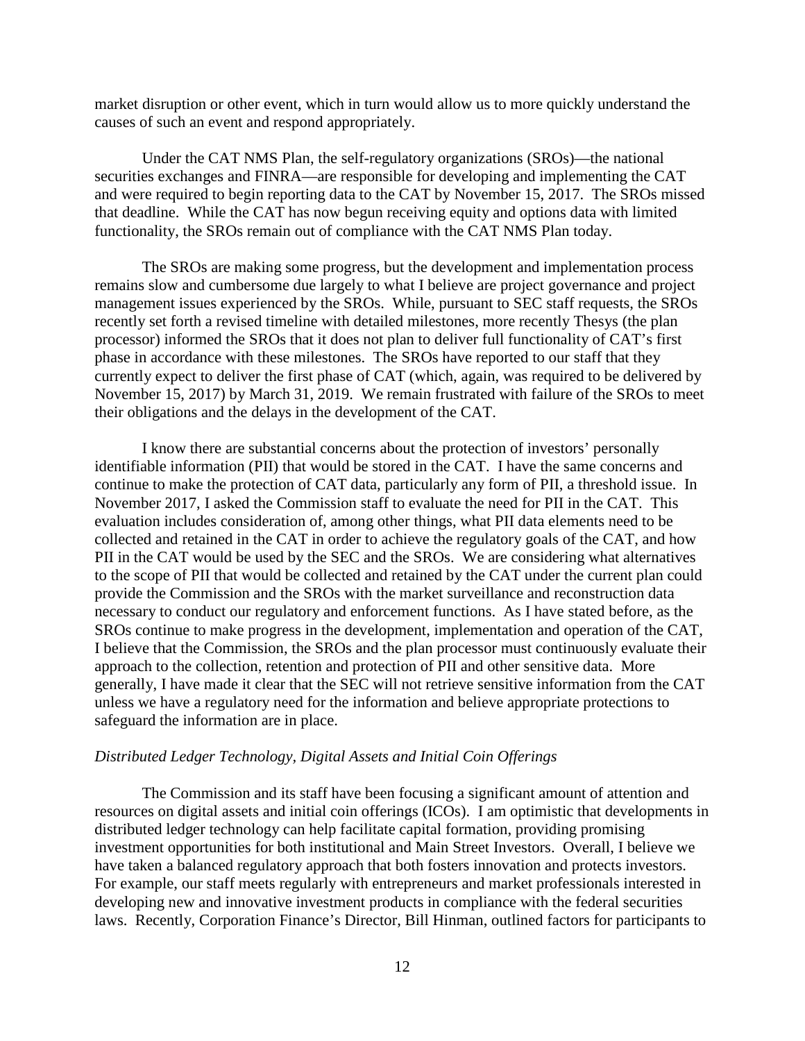market disruption or other event, which in turn would allow us to more quickly understand the causes of such an event and respond appropriately.

Under the CAT NMS Plan, the self-regulatory organizations (SROs)—the national securities exchanges and FINRA—are responsible for developing and implementing the CAT and were required to begin reporting data to the CAT by November 15, 2017. The SROs missed that deadline. While the CAT has now begun receiving equity and options data with limited functionality, the SROs remain out of compliance with the CAT NMS Plan today.

The SROs are making some progress, but the development and implementation process remains slow and cumbersome due largely to what I believe are project governance and project management issues experienced by the SROs. While, pursuant to SEC staff requests, the SROs recently set forth a revised timeline with detailed milestones, more recently Thesys (the plan processor) informed the SROs that it does not plan to deliver full functionality of CAT's first phase in accordance with these milestones. The SROs have reported to our staff that they currently expect to deliver the first phase of CAT (which, again, was required to be delivered by November 15, 2017) by March 31, 2019. We remain frustrated with failure of the SROs to meet their obligations and the delays in the development of the CAT.

I know there are substantial concerns about the protection of investors' personally identifiable information (PII) that would be stored in the CAT. I have the same concerns and continue to make the protection of CAT data, particularly any form of PII, a threshold issue. In November 2017, I asked the Commission staff to evaluate the need for PII in the CAT. This evaluation includes consideration of, among other things, what PII data elements need to be collected and retained in the CAT in order to achieve the regulatory goals of the CAT, and how PII in the CAT would be used by the SEC and the SROs. We are considering what alternatives to the scope of PII that would be collected and retained by the CAT under the current plan could provide the Commission and the SROs with the market surveillance and reconstruction data necessary to conduct our regulatory and enforcement functions. As I have stated before, as the SROs continue to make progress in the development, implementation and operation of the CAT, I believe that the Commission, the SROs and the plan processor must continuously evaluate their approach to the collection, retention and protection of PII and other sensitive data. More generally, I have made it clear that the SEC will not retrieve sensitive information from the CAT unless we have a regulatory need for the information and believe appropriate protections to safeguard the information are in place.

*Distributed Ledger Technology, Digital Assets and Initial Coin Offerings*

The Commission and its staff have been focusing a significant amount of attention and resources on digital assets and initial coin offerings (ICOs). I am optimistic that developments in distributed ledger technology can help facilitate capital formation, providing promising investment opportunities for both institutional and Main Street Investors. Overall, I believe we have taken a balanced regulatory approach that both fosters innovation and protects investors. For example, our staff meets regularly with entrepreneurs and market professionals interested in developing new and innovative investment products in compliance with the federal securities laws. Recently, Corporation Finance's Director, Bill Hinman, outlined factors for participants to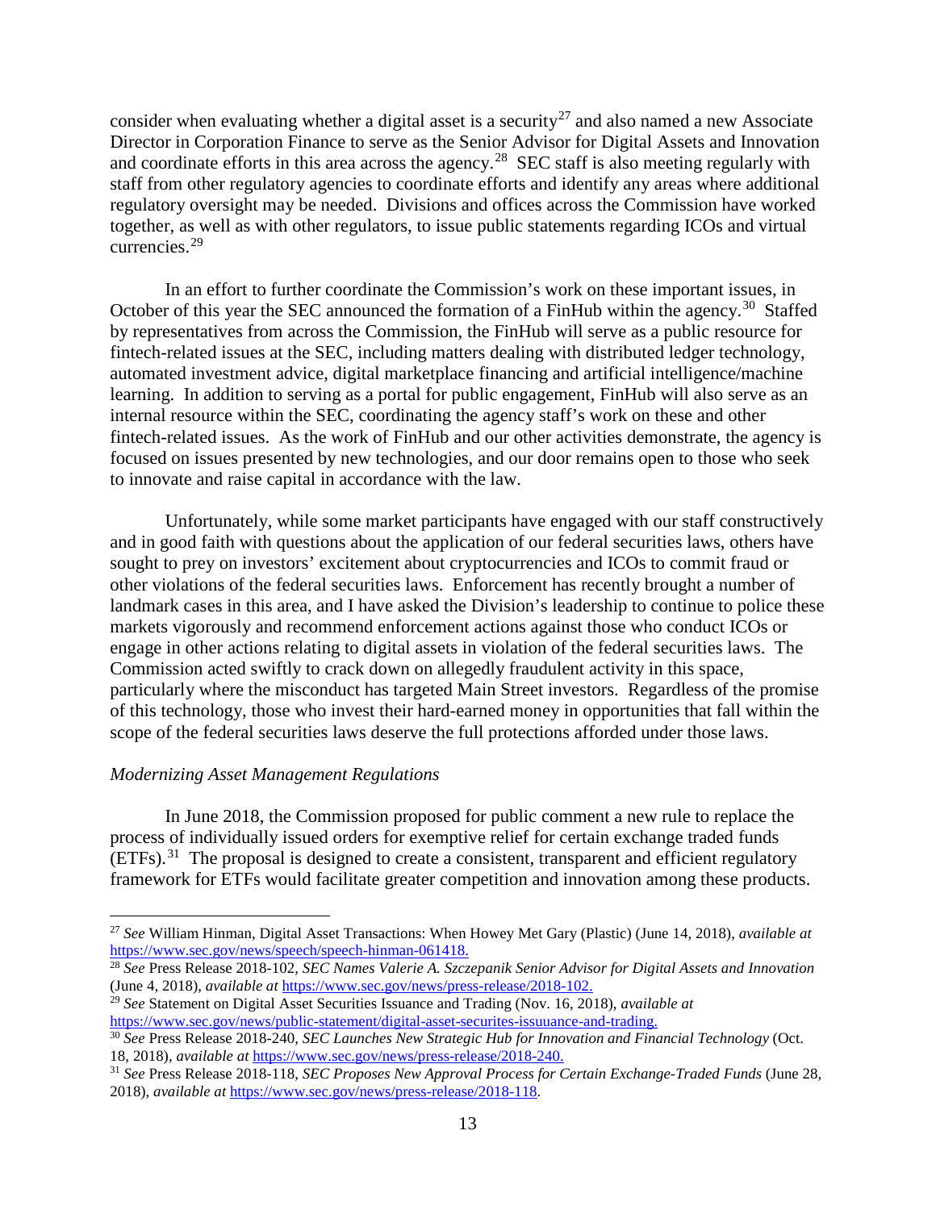consider when evaluating whether a digital asset is a security[27] and also named a new Associate Director in Corporation Finance to serve as the Senior Advisor for Digital Assets and Innovation and coordinate efforts in this area across the agency.[28] SEC staff is also meeting regularly with staff from other regulatory agencies to coordinate efforts and identify any areas where additional regulatory oversight may be needed. Divisions and offices across the Commission have worked together, as well as with other regulators, to issue public statements regarding ICOs and virtual currencies.[29]

In an effort to further coordinate the Commission's work on these important issues, in October of this year the SEC announced the formation of a FinHub within the agency.[30] Staffed by representatives from across the Commission, the FinHub will serve as a public resource for fintech-related issues at the SEC, including matters dealing with distributed ledger technology, automated investment advice, digital marketplace financing and artificial intelligence/machine learning. In addition to serving as a portal for public engagement, FinHub will also serve as an internal resource within the SEC, coordinating the agency staff's work on these and other fintech-related issues. As the work of FinHub and our other activities demonstrate, the agency is focused on issues presented by new technologies, and our door remains open to those who seek to innovate and raise capital in accordance with the law.

Unfortunately, while some market participants have engaged with our staff constructively and in good faith with questions about the application of our federal securities laws, others have sought to prey on investors' excitement about cryptocurrencies and ICOs to commit fraud or other violations of the federal securities laws. Enforcement has recently brought a number of landmark cases in this area, and I have asked the Division's leadership to continue to police these markets vigorously and recommend enforcement actions against those who conduct ICOs or engage in other actions relating to digital assets in violation of the federal securities laws. The Commission acted swiftly to crack down on allegedly fraudulent activity in this space, particularly where the misconduct has targeted Main Street investors. Regardless of the promise of this technology, those who invest their hard-earned money in opportunities that fall within the scope of the federal securities laws deserve the full protections afforded under those laws.

*Modernizing Asset Management Regulations*

In June 2018, the Commission proposed for public comment a new rule to replace the process of individually issued orders for exemptive relief for certain exchange traded funds (ETFs).[31] The proposal is designed to create a consistent, transparent and efficient regulatory framework for ETFs would facilitate greater competition and innovation among these products.

---

[27] *See* William Hinman, Digital Asset Transactions: When Howey Met Gary (Plastic) (June 14, 2018), *available at* https://www.sec.gov/news/speech/speech-hinman-061418.

[28] *See* Press Release 2018-102, *SEC Names Valerie A. Szczepanik Senior Advisor for Digital Assets and Innovation* (June 4, 2018), *available at* https://www.sec.gov/news/press-release/2018-102.

[29] *See* Statement on Digital Asset Securities Issuance and Trading (Nov. 16, 2018), *available at* https://www.sec.gov/news/public-statement/digital-asset-securites-issuuance-and-trading.

[30] *See* Press Release 2018-240, *SEC Launches New Strategic Hub for Innovation and Financial Technology* (Oct. 18, 2018), *available at* https://www.sec.gov/news/press-release/2018-240.

[31] *See* Press Release 2018-118, *SEC Proposes New Approval Process for Certain Exchange-Traded Funds* (June 28, 2018), *available at* https://www.sec.gov/news/press-release/2018-118.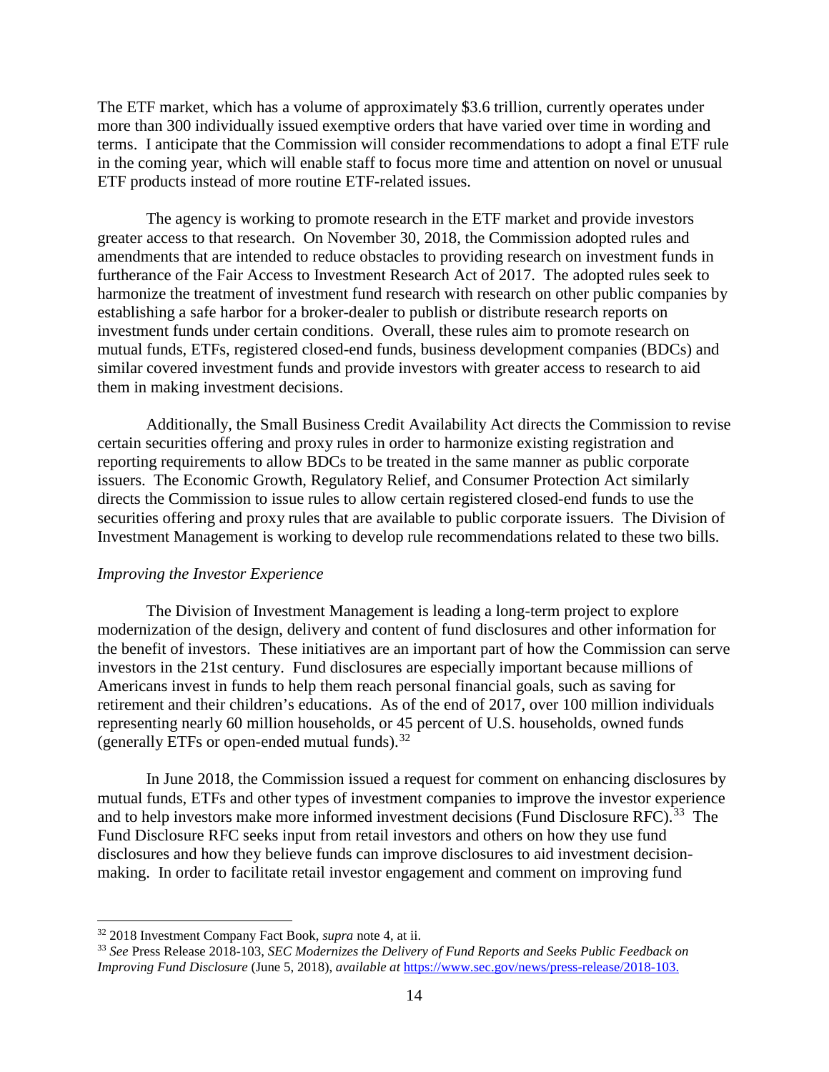The ETF market, which has a volume of approximately $3.6 trillion, currently operates under more than 300 individually issued exemptive orders that have varied over time in wording and terms. I anticipate that the Commission will consider recommendations to adopt a final ETF rule in the coming year, which will enable staff to focus more time and attention on novel or unusual ETF products instead of more routine ETF-related issues.

The agency is working to promote research in the ETF market and provide investors greater access to that research. On November 30, 2018, the Commission adopted rules and amendments that are intended to reduce obstacles to providing research on investment funds in furtherance of the Fair Access to Investment Research Act of 2017. The adopted rules seek to harmonize the treatment of investment fund research with research on other public companies by establishing a safe harbor for a broker-dealer to publish or distribute research reports on investment funds under certain conditions. Overall, these rules aim to promote research on mutual funds, ETFs, registered closed-end funds, business development companies (BDCs) and similar covered investment funds and provide investors with greater access to research to aid them in making investment decisions.

Additionally, the Small Business Credit Availability Act directs the Commission to revise certain securities offering and proxy rules in order to harmonize existing registration and reporting requirements to allow BDCs to be treated in the same manner as public corporate issuers. The Economic Growth, Regulatory Relief, and Consumer Protection Act similarly directs the Commission to issue rules to allow certain registered closed-end funds to use the securities offering and proxy rules that are available to public corporate issuers. The Division of Investment Management is working to develop rule recommendations related to these two bills.

*Improving the Investor Experience*

The Division of Investment Management is leading a long-term project to explore modernization of the design, delivery and content of fund disclosures and other information for the benefit of investors. These initiatives are an important part of how the Commission can serve investors in the 21st century. Fund disclosures are especially important because millions of Americans invest in funds to help them reach personal financial goals, such as saving for retirement and their children's educations. As of the end of 2017, over 100 million individuals representing nearly 60 million households, or 45 percent of U.S. households, owned funds (generally ETFs or open-ended mutual funds).[32]

In June 2018, the Commission issued a request for comment on enhancing disclosures by mutual funds, ETFs and other types of investment companies to improve the investor experience and to help investors make more informed investment decisions (Fund Disclosure RFC).[33] The Fund Disclosure RFC seeks input from retail investors and others on how they use fund disclosures and how they believe funds can improve disclosures to aid investment decision-making. In order to facilitate retail investor engagement and comment on improving fund

---

[32] 2018 Investment Company Fact Book, *supra* note 4, at ii.

[33] *See* Press Release 2018-103, *SEC Modernizes the Delivery of Fund Reports and Seeks Public Feedback on Improving Fund Disclosure* (June 5, 2018), *available at* https://www.sec.gov/news/press-release/2018-103.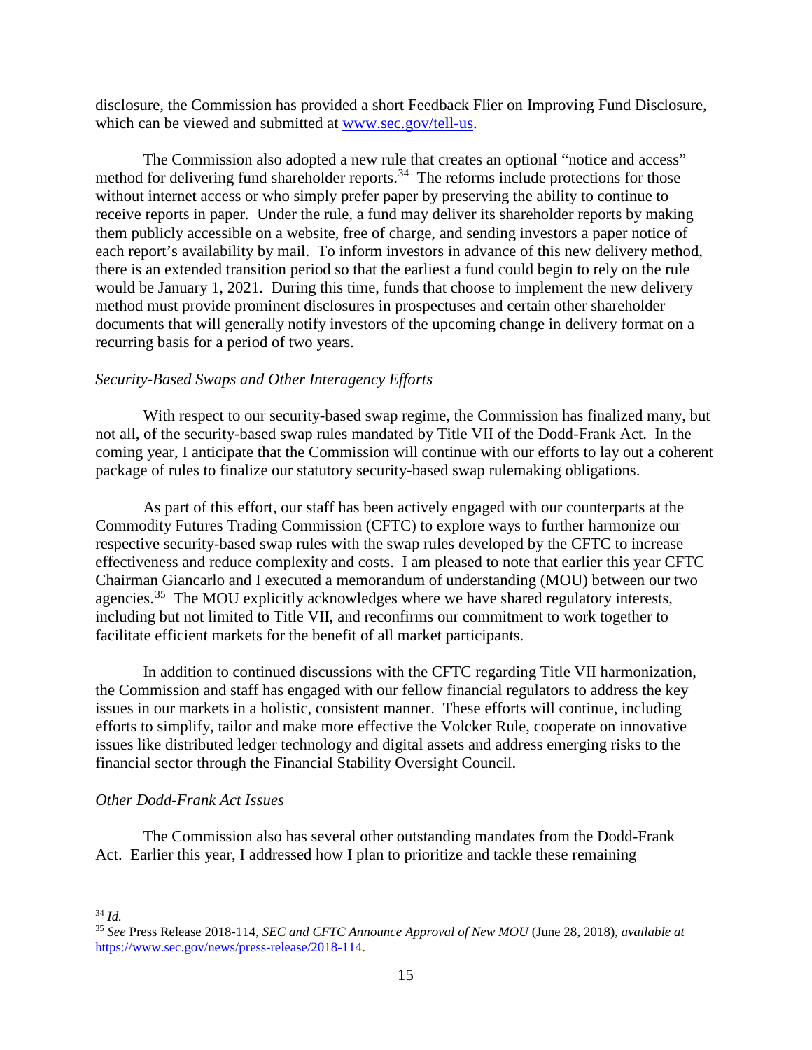disclosure, the Commission has provided a short Feedback Flier on Improving Fund Disclosure, which can be viewed and submitted at www.sec.gov/tell-us.

The Commission also adopted a new rule that creates an optional "notice and access" method for delivering fund shareholder reports.[34] The reforms include protections for those without internet access or who simply prefer paper by preserving the ability to continue to receive reports in paper. Under the rule, a fund may deliver its shareholder reports by making them publicly accessible on a website, free of charge, and sending investors a paper notice of each report's availability by mail. To inform investors in advance of this new delivery method, there is an extended transition period so that the earliest a fund could begin to rely on the rule would be January 1, 2021. During this time, funds that choose to implement the new delivery method must provide prominent disclosures in prospectuses and certain other shareholder documents that will generally notify investors of the upcoming change in delivery format on a recurring basis for a period of two years.

*Security-Based Swaps and Other Interagency Efforts*

With respect to our security-based swap regime, the Commission has finalized many, but not all, of the security-based swap rules mandated by Title VII of the Dodd-Frank Act. In the coming year, I anticipate that the Commission will continue with our efforts to lay out a coherent package of rules to finalize our statutory security-based swap rulemaking obligations.

As part of this effort, our staff has been actively engaged with our counterparts at the Commodity Futures Trading Commission (CFTC) to explore ways to further harmonize our respective security-based swap rules with the swap rules developed by the CFTC to increase effectiveness and reduce complexity and costs. I am pleased to note that earlier this year CFTC Chairman Giancarlo and I executed a memorandum of understanding (MOU) between our two agencies.[35] The MOU explicitly acknowledges where we have shared regulatory interests, including but not limited to Title VII, and reconfirms our commitment to work together to facilitate efficient markets for the benefit of all market participants.

In addition to continued discussions with the CFTC regarding Title VII harmonization, the Commission and staff has engaged with our fellow financial regulators to address the key issues in our markets in a holistic, consistent manner. These efforts will continue, including efforts to simplify, tailor and make more effective the Volcker Rule, cooperate on innovative issues like distributed ledger technology and digital assets and address emerging risks to the financial sector through the Financial Stability Oversight Council.

*Other Dodd-Frank Act Issues*

The Commission also has several other outstanding mandates from the Dodd-Frank Act. Earlier this year, I addressed how I plan to prioritize and tackle these remaining

---

[34] *Id.*

[35] *See* Press Release 2018-114, *SEC and CFTC Announce Approval of New MOU* (June 28, 2018), *available at* https://www.sec.gov/news/press-release/2018-114.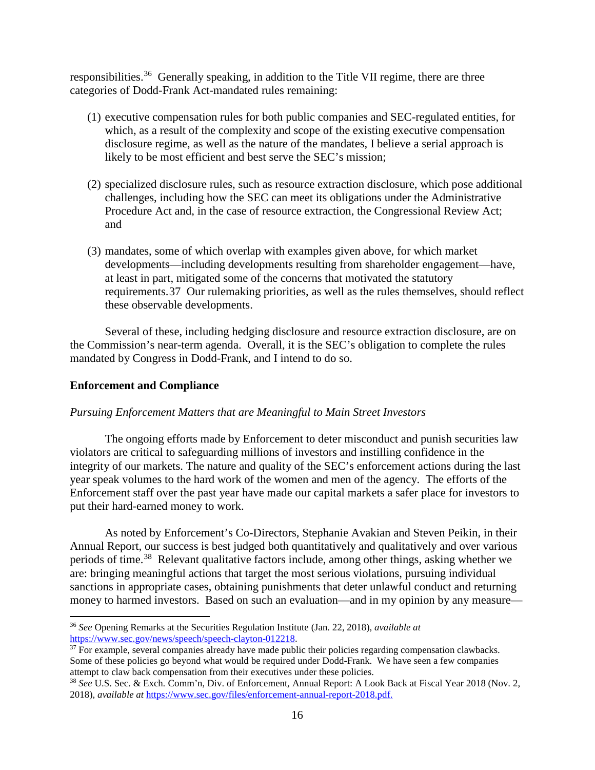responsibilities.[36] Generally speaking, in addition to the Title VII regime, there are three categories of Dodd-Frank Act-mandated rules remaining:

(1) executive compensation rules for both public companies and SEC-regulated entities, for which, as a result of the complexity and scope of the existing executive compensation disclosure regime, as well as the nature of the mandates, I believe a serial approach is likely to be most efficient and best serve the SEC's mission;

(2) specialized disclosure rules, such as resource extraction disclosure, which pose additional challenges, including how the SEC can meet its obligations under the Administrative Procedure Act and, in the case of resource extraction, the Congressional Review Act; and

(3) mandates, some of which overlap with examples given above, for which market developments—including developments resulting from shareholder engagement—have, at least in part, mitigated some of the concerns that motivated the statutory requirements.[37] Our rulemaking priorities, as well as the rules themselves, should reflect these observable developments.

Several of these, including hedging disclosure and resource extraction disclosure, are on the Commission's near-term agenda. Overall, it is the SEC's obligation to complete the rules mandated by Congress in Dodd-Frank, and I intend to do so.

**Enforcement and Compliance**

*Pursuing Enforcement Matters that are Meaningful to Main Street Investors*

The ongoing efforts made by Enforcement to deter misconduct and punish securities law violators are critical to safeguarding millions of investors and instilling confidence in the integrity of our markets. The nature and quality of the SEC's enforcement actions during the last year speak volumes to the hard work of the women and men of the agency. The efforts of the Enforcement staff over the past year have made our capital markets a safer place for investors to put their hard-earned money to work.

As noted by Enforcement's Co-Directors, Stephanie Avakian and Steven Peikin, in their Annual Report, our success is best judged both quantitatively and qualitatively and over various periods of time.[38] Relevant qualitative factors include, among other things, asking whether we are: bringing meaningful actions that target the most serious violations, pursuing individual sanctions in appropriate cases, obtaining punishments that deter unlawful conduct and returning money to harmed investors. Based on such an evaluation—and in my opinion by any measure—

---

[36] *See* Opening Remarks at the Securities Regulation Institute (Jan. 22, 2018), *available at* https://www.sec.gov/news/speech/speech-clayton-012218.

[37] For example, several companies already have made public their policies regarding compensation clawbacks. Some of these policies go beyond what would be required under Dodd-Frank. We have seen a few companies attempt to claw back compensation from their executives under these policies.

[38] *See* U.S. Sec. & Exch. Comm'n, Div. of Enforcement, Annual Report: A Look Back at Fiscal Year 2018 (Nov. 2, 2018), *available at* https://www.sec.gov/files/enforcement-annual-report-2018.pdf.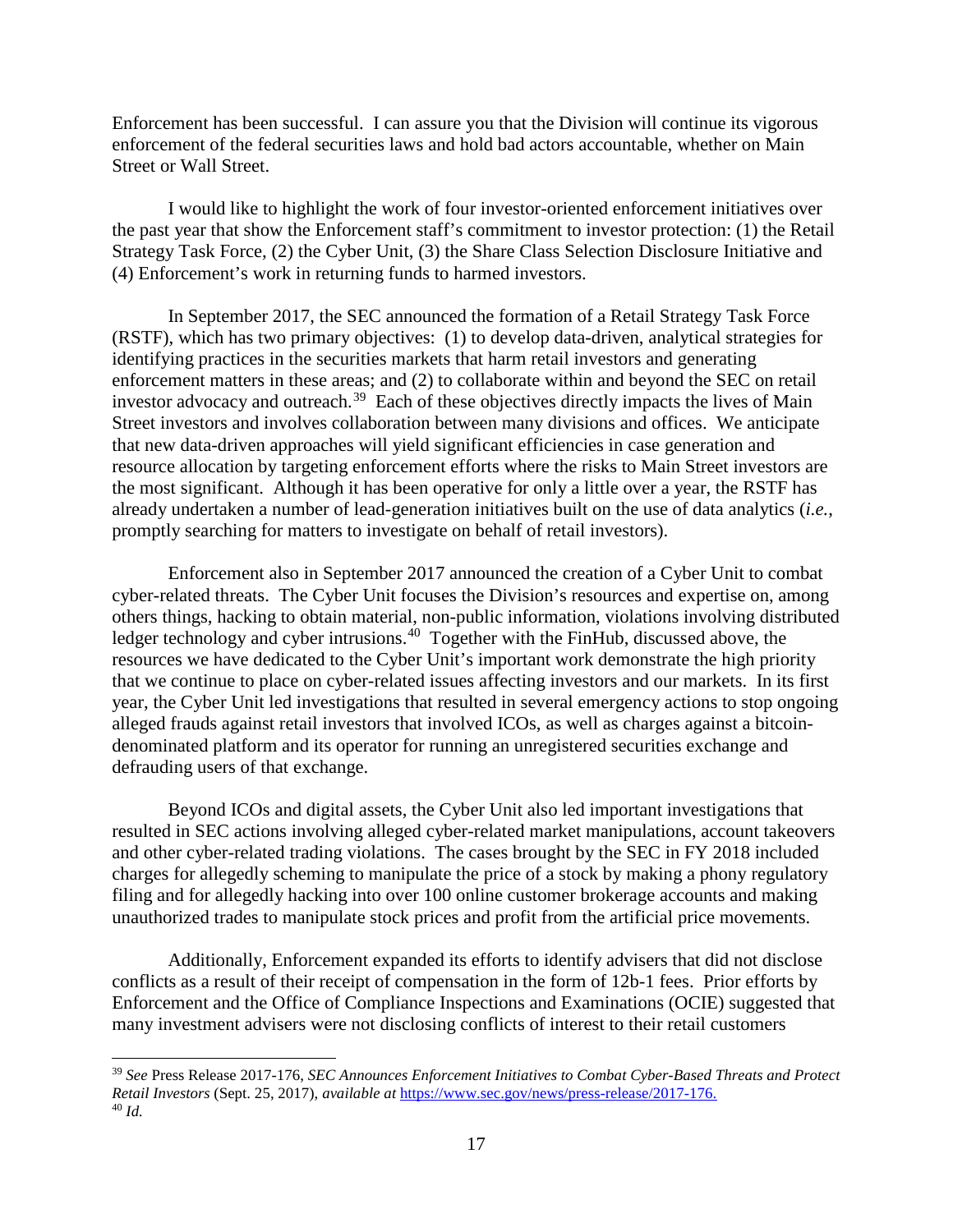Enforcement has been successful. I can assure you that the Division will continue its vigorous enforcement of the federal securities laws and hold bad actors accountable, whether on Main Street or Wall Street.

I would like to highlight the work of four investor-oriented enforcement initiatives over the past year that show the Enforcement staff's commitment to investor protection: (1) the Retail Strategy Task Force, (2) the Cyber Unit, (3) the Share Class Selection Disclosure Initiative and (4) Enforcement's work in returning funds to harmed investors.

In September 2017, the SEC announced the formation of a Retail Strategy Task Force (RSTF), which has two primary objectives: (1) to develop data-driven, analytical strategies for identifying practices in the securities markets that harm retail investors and generating enforcement matters in these areas; and (2) to collaborate within and beyond the SEC on retail investor advocacy and outreach.[39] Each of these objectives directly impacts the lives of Main Street investors and involves collaboration between many divisions and offices. We anticipate that new data-driven approaches will yield significant efficiencies in case generation and resource allocation by targeting enforcement efforts where the risks to Main Street investors are the most significant. Although it has been operative for only a little over a year, the RSTF has already undertaken a number of lead-generation initiatives built on the use of data analytics (*i.e.*, promptly searching for matters to investigate on behalf of retail investors).

Enforcement also in September 2017 announced the creation of a Cyber Unit to combat cyber-related threats. The Cyber Unit focuses the Division's resources and expertise on, among others things, hacking to obtain material, non-public information, violations involving distributed ledger technology and cyber intrusions.[40] Together with the FinHub, discussed above, the resources we have dedicated to the Cyber Unit's important work demonstrate the high priority that we continue to place on cyber-related issues affecting investors and our markets. In its first year, the Cyber Unit led investigations that resulted in several emergency actions to stop ongoing alleged frauds against retail investors that involved ICOs, as well as charges against a bitcoin-denominated platform and its operator for running an unregistered securities exchange and defrauding users of that exchange.

Beyond ICOs and digital assets, the Cyber Unit also led important investigations that resulted in SEC actions involving alleged cyber-related market manipulations, account takeovers and other cyber-related trading violations. The cases brought by the SEC in FY 2018 included charges for allegedly scheming to manipulate the price of a stock by making a phony regulatory filing and for allegedly hacking into over 100 online customer brokerage accounts and making unauthorized trades to manipulate stock prices and profit from the artificial price movements.

Additionally, Enforcement expanded its efforts to identify advisers that did not disclose conflicts as a result of their receipt of compensation in the form of 12b-1 fees. Prior efforts by Enforcement and the Office of Compliance Inspections and Examinations (OCIE) suggested that many investment advisers were not disclosing conflicts of interest to their retail customers

---

[39] *See* Press Release 2017-176, *SEC Announces Enforcement Initiatives to Combat Cyber-Based Threats and Protect Retail Investors* (Sept. 25, 2017), *available at* https://www.sec.gov/news/press-release/2017-176.

[40] *Id.*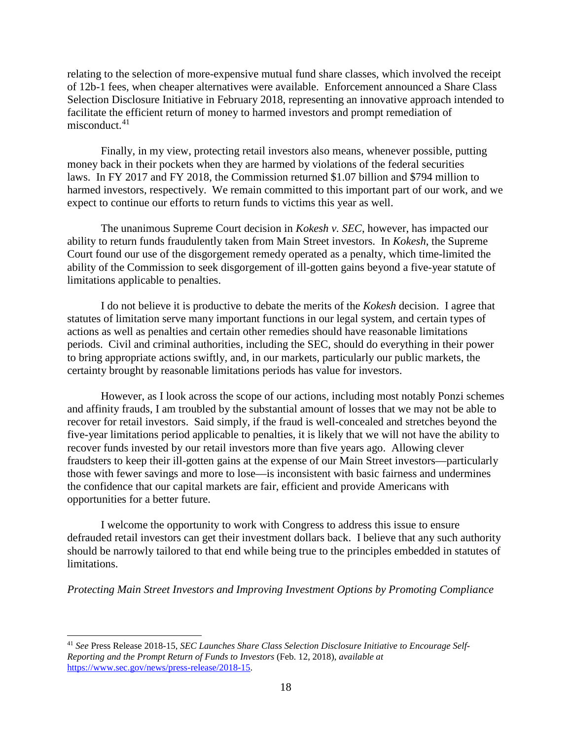relating to the selection of more-expensive mutual fund share classes, which involved the receipt of 12b-1 fees, when cheaper alternatives were available. Enforcement announced a Share Class Selection Disclosure Initiative in February 2018, representing an innovative approach intended to facilitate the efficient return of money to harmed investors and prompt remediation of misconduct.[41]

Finally, in my view, protecting retail investors also means, whenever possible, putting money back in their pockets when they are harmed by violations of the federal securities laws. In FY 2017 and FY 2018, the Commission returned $1.07 billion and $794 million to harmed investors, respectively. We remain committed to this important part of our work, and we expect to continue our efforts to return funds to victims this year as well.

The unanimous Supreme Court decision in *Kokesh v. SEC*, however, has impacted our ability to return funds fraudulently taken from Main Street investors. In *Kokesh*, the Supreme Court found our use of the disgorgement remedy operated as a penalty, which time-limited the ability of the Commission to seek disgorgement of ill-gotten gains beyond a five-year statute of limitations applicable to penalties.

I do not believe it is productive to debate the merits of the *Kokesh* decision. I agree that statutes of limitation serve many important functions in our legal system, and certain types of actions as well as penalties and certain other remedies should have reasonable limitations periods. Civil and criminal authorities, including the SEC, should do everything in their power to bring appropriate actions swiftly, and, in our markets, particularly our public markets, the certainty brought by reasonable limitations periods has value for investors.

However, as I look across the scope of our actions, including most notably Ponzi schemes and affinity frauds, I am troubled by the substantial amount of losses that we may not be able to recover for retail investors. Said simply, if the fraud is well-concealed and stretches beyond the five-year limitations period applicable to penalties, it is likely that we will not have the ability to recover funds invested by our retail investors more than five years ago. Allowing clever fraudsters to keep their ill-gotten gains at the expense of our Main Street investors—particularly those with fewer savings and more to lose—is inconsistent with basic fairness and undermines the confidence that our capital markets are fair, efficient and provide Americans with opportunities for a better future.

I welcome the opportunity to work with Congress to address this issue to ensure defrauded retail investors can get their investment dollars back. I believe that any such authority should be narrowly tailored to that end while being true to the principles embedded in statutes of limitations.

*Protecting Main Street Investors and Improving Investment Options by Promoting Compliance*

---

[41] *See* Press Release 2018-15, *SEC Launches Share Class Selection Disclosure Initiative to Encourage Self-Reporting and the Prompt Return of Funds to Investors* (Feb. 12, 2018), *available at* https://www.sec.gov/news/press-release/2018-15.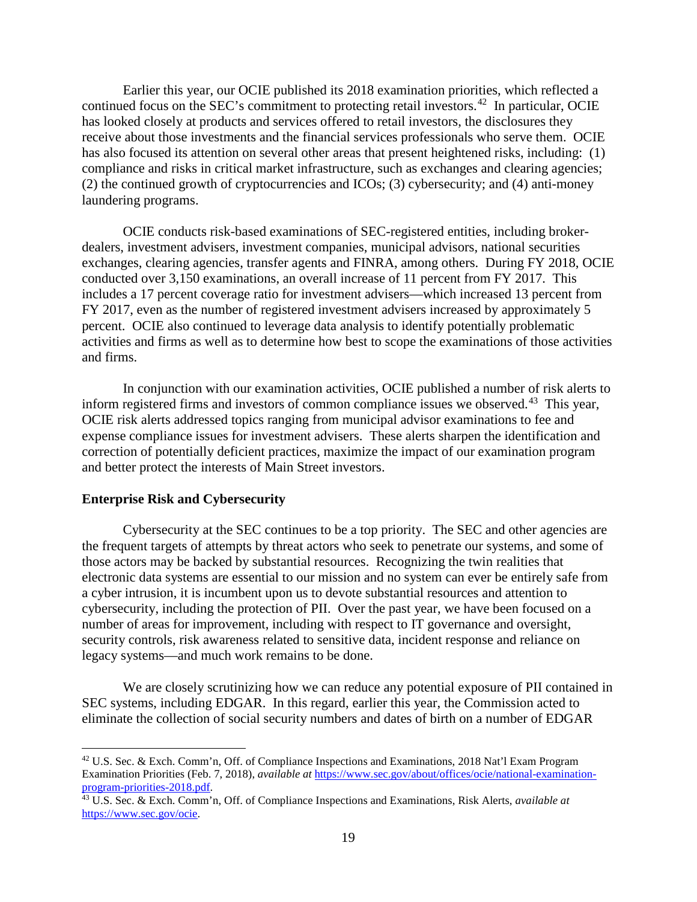Earlier this year, our OCIE published its 2018 examination priorities, which reflected a continued focus on the SEC's commitment to protecting retail investors.[42] In particular, OCIE has looked closely at products and services offered to retail investors, the disclosures they receive about those investments and the financial services professionals who serve them. OCIE has also focused its attention on several other areas that present heightened risks, including: (1) compliance and risks in critical market infrastructure, such as exchanges and clearing agencies; (2) the continued growth of cryptocurrencies and ICOs; (3) cybersecurity; and (4) anti-money laundering programs.

OCIE conducts risk-based examinations of SEC-registered entities, including broker-dealers, investment advisers, investment companies, municipal advisors, national securities exchanges, clearing agencies, transfer agents and FINRA, among others. During FY 2018, OCIE conducted over 3,150 examinations, an overall increase of 11 percent from FY 2017. This includes a 17 percent coverage ratio for investment advisers—which increased 13 percent from FY 2017, even as the number of registered investment advisers increased by approximately 5 percent. OCIE also continued to leverage data analysis to identify potentially problematic activities and firms as well as to determine how best to scope the examinations of those activities and firms.

In conjunction with our examination activities, OCIE published a number of risk alerts to inform registered firms and investors of common compliance issues we observed.[43] This year, OCIE risk alerts addressed topics ranging from municipal advisor examinations to fee and expense compliance issues for investment advisers. These alerts sharpen the identification and correction of potentially deficient practices, maximize the impact of our examination program and better protect the interests of Main Street investors.

**Enterprise Risk and Cybersecurity**

Cybersecurity at the SEC continues to be a top priority. The SEC and other agencies are the frequent targets of attempts by threat actors who seek to penetrate our systems, and some of those actors may be backed by substantial resources. Recognizing the twin realities that electronic data systems are essential to our mission and no system can ever be entirely safe from a cyber intrusion, it is incumbent upon us to devote substantial resources and attention to cybersecurity, including the protection of PII. Over the past year, we have been focused on a number of areas for improvement, including with respect to IT governance and oversight, security controls, risk awareness related to sensitive data, incident response and reliance on legacy systems—and much work remains to be done.

We are closely scrutinizing how we can reduce any potential exposure of PII contained in SEC systems, including EDGAR. In this regard, earlier this year, the Commission acted to eliminate the collection of social security numbers and dates of birth on a number of EDGAR

---

[42] U.S. Sec. & Exch. Comm'n, Off. of Compliance Inspections and Examinations, 2018 Nat'l Exam Program Examination Priorities (Feb. 7, 2018), *available at* https://www.sec.gov/about/offices/ocie/national-examination-program-priorities-2018.pdf.

[43] U.S. Sec. & Exch. Comm'n, Off. of Compliance Inspections and Examinations, Risk Alerts, *available at* https://www.sec.gov/ocie.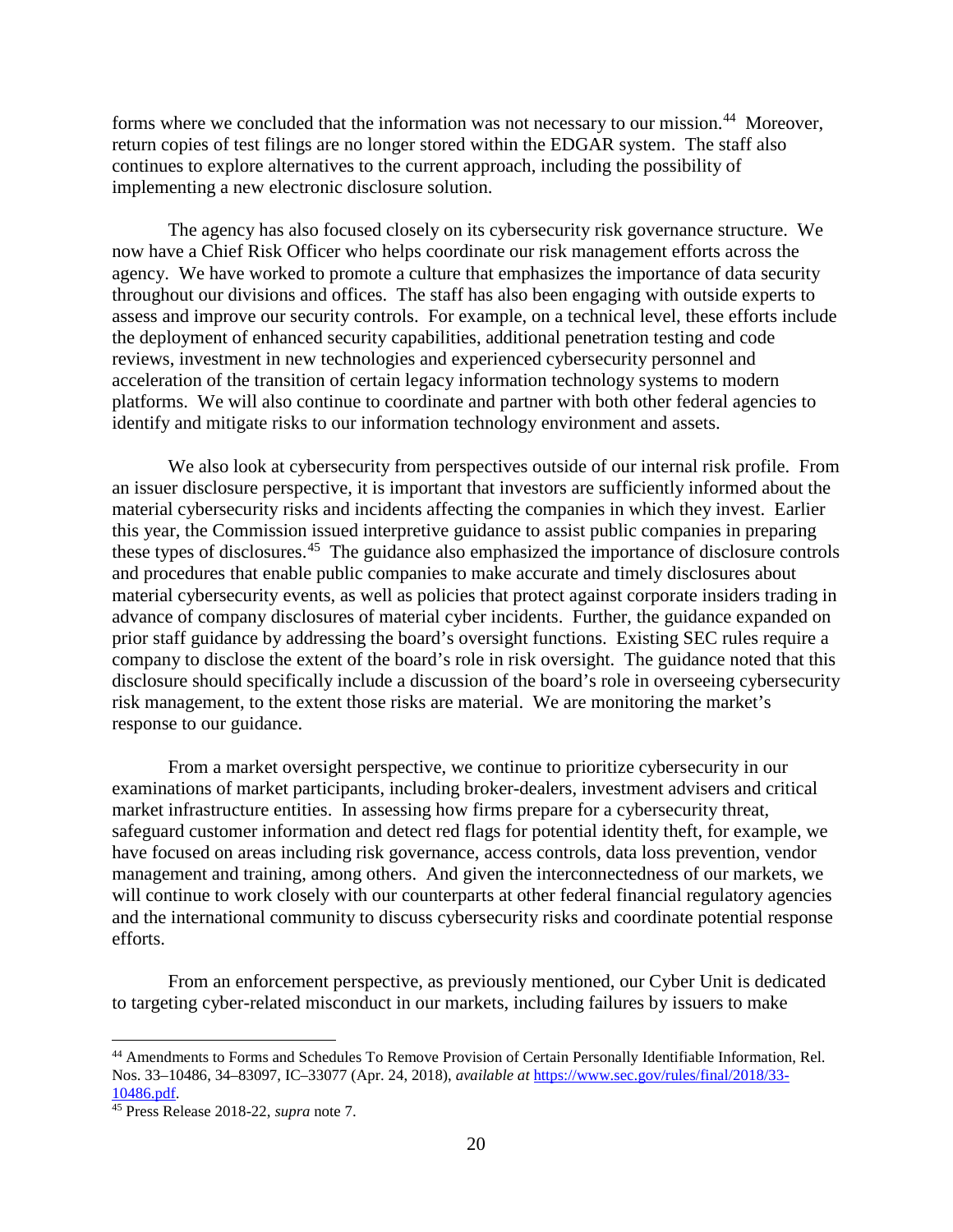forms where we concluded that the information was not necessary to our mission.[44] Moreover, return copies of test filings are no longer stored within the EDGAR system. The staff also continues to explore alternatives to the current approach, including the possibility of implementing a new electronic disclosure solution.

The agency has also focused closely on its cybersecurity risk governance structure. We now have a Chief Risk Officer who helps coordinate our risk management efforts across the agency. We have worked to promote a culture that emphasizes the importance of data security throughout our divisions and offices. The staff has also been engaging with outside experts to assess and improve our security controls. For example, on a technical level, these efforts include the deployment of enhanced security capabilities, additional penetration testing and code reviews, investment in new technologies and experienced cybersecurity personnel and acceleration of the transition of certain legacy information technology systems to modern platforms. We will also continue to coordinate and partner with both other federal agencies to identify and mitigate risks to our information technology environment and assets.

We also look at cybersecurity from perspectives outside of our internal risk profile. From an issuer disclosure perspective, it is important that investors are sufficiently informed about the material cybersecurity risks and incidents affecting the companies in which they invest. Earlier this year, the Commission issued interpretive guidance to assist public companies in preparing these types of disclosures.[45] The guidance also emphasized the importance of disclosure controls and procedures that enable public companies to make accurate and timely disclosures about material cybersecurity events, as well as policies that protect against corporate insiders trading in advance of company disclosures of material cyber incidents. Further, the guidance expanded on prior staff guidance by addressing the board's oversight functions. Existing SEC rules require a company to disclose the extent of the board's role in risk oversight. The guidance noted that this disclosure should specifically include a discussion of the board's role in overseeing cybersecurity risk management, to the extent those risks are material. We are monitoring the market's response to our guidance.

From a market oversight perspective, we continue to prioritize cybersecurity in our examinations of market participants, including broker-dealers, investment advisers and critical market infrastructure entities. In assessing how firms prepare for a cybersecurity threat, safeguard customer information and detect red flags for potential identity theft, for example, we have focused on areas including risk governance, access controls, data loss prevention, vendor management and training, among others. And given the interconnectedness of our markets, we will continue to work closely with our counterparts at other federal financial regulatory agencies and the international community to discuss cybersecurity risks and coordinate potential response efforts.

From an enforcement perspective, as previously mentioned, our Cyber Unit is dedicated to targeting cyber-related misconduct in our markets, including failures by issuers to make

---

[44] Amendments to Forms and Schedules To Remove Provision of Certain Personally Identifiable Information, Rel. Nos. 33–10486, 34–83097, IC–33077 (Apr. 24, 2018), *available at* [https://www.sec.gov/rules/final/2018/33-10486.pdf](https://www.sec.gov/rules/final/2018/33-10486.pdf).

[45] Press Release 2018-22, *supra* note 7.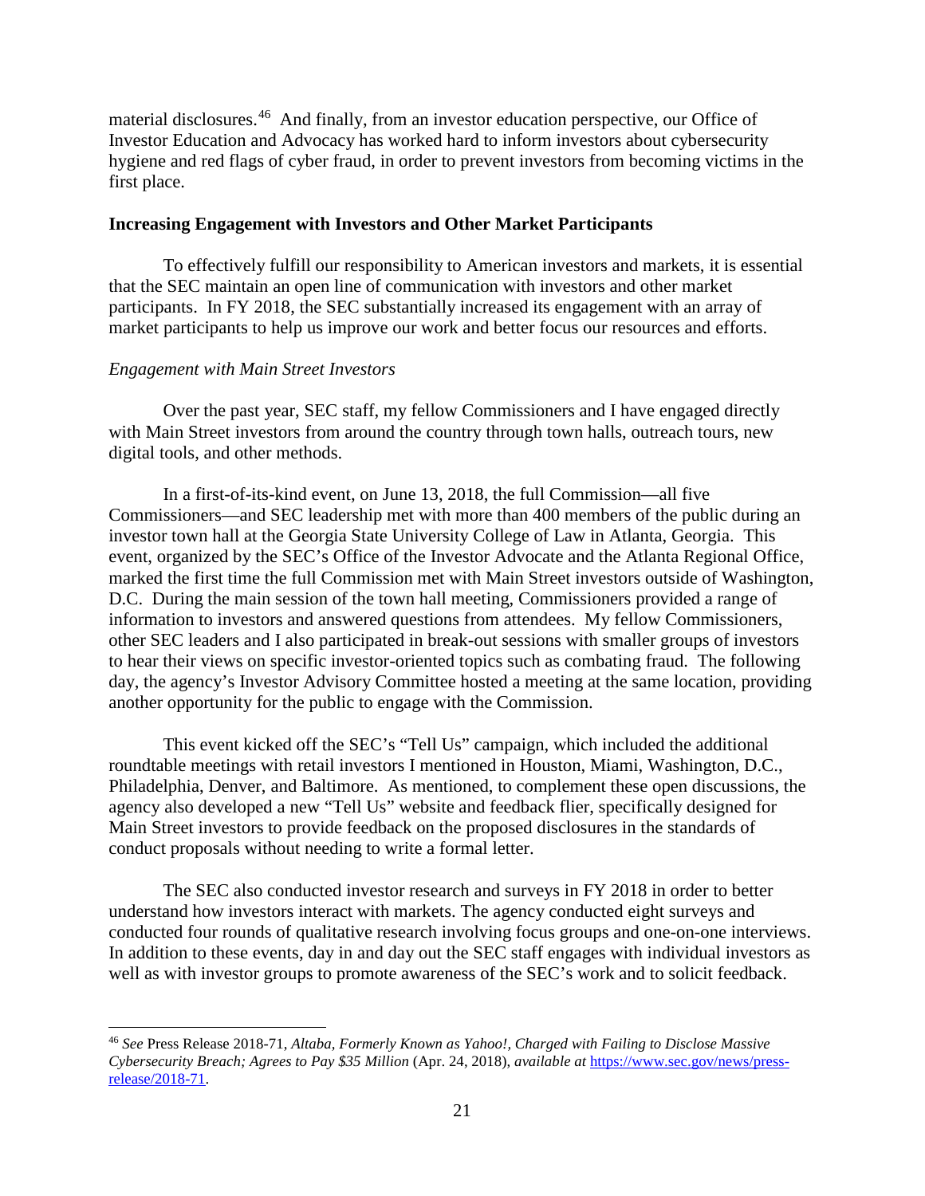material disclosures.[46] And finally, from an investor education perspective, our Office of Investor Education and Advocacy has worked hard to inform investors about cybersecurity hygiene and red flags of cyber fraud, in order to prevent investors from becoming victims in the first place.

**Increasing Engagement with Investors and Other Market Participants**

To effectively fulfill our responsibility to American investors and markets, it is essential that the SEC maintain an open line of communication with investors and other market participants. In FY 2018, the SEC substantially increased its engagement with an array of market participants to help us improve our work and better focus our resources and efforts.

*Engagement with Main Street Investors*

Over the past year, SEC staff, my fellow Commissioners and I have engaged directly with Main Street investors from around the country through town halls, outreach tours, new digital tools, and other methods.

In a first-of-its-kind event, on June 13, 2018, the full Commission—all five Commissioners—and SEC leadership met with more than 400 members of the public during an investor town hall at the Georgia State University College of Law in Atlanta, Georgia. This event, organized by the SEC's Office of the Investor Advocate and the Atlanta Regional Office, marked the first time the full Commission met with Main Street investors outside of Washington, D.C. During the main session of the town hall meeting, Commissioners provided a range of information to investors and answered questions from attendees. My fellow Commissioners, other SEC leaders and I also participated in break-out sessions with smaller groups of investors to hear their views on specific investor-oriented topics such as combating fraud. The following day, the agency's Investor Advisory Committee hosted a meeting at the same location, providing another opportunity for the public to engage with the Commission.

This event kicked off the SEC's "Tell Us" campaign, which included the additional roundtable meetings with retail investors I mentioned in Houston, Miami, Washington, D.C., Philadelphia, Denver, and Baltimore. As mentioned, to complement these open discussions, the agency also developed a new "Tell Us" website and feedback flier, specifically designed for Main Street investors to provide feedback on the proposed disclosures in the standards of conduct proposals without needing to write a formal letter.

The SEC also conducted investor research and surveys in FY 2018 in order to better understand how investors interact with markets. The agency conducted eight surveys and conducted four rounds of qualitative research involving focus groups and one-on-one interviews. In addition to these events, day in and day out the SEC staff engages with individual investors as well as with investor groups to promote awareness of the SEC's work and to solicit feedback.

---

[46] *See* Press Release 2018-71, *Altaba, Formerly Known as Yahoo!, Charged with Failing to Disclose Massive Cybersecurity Breach; Agrees to Pay $35 Million* (Apr. 24, 2018), *available at* https://www.sec.gov/news/press-release/2018-71.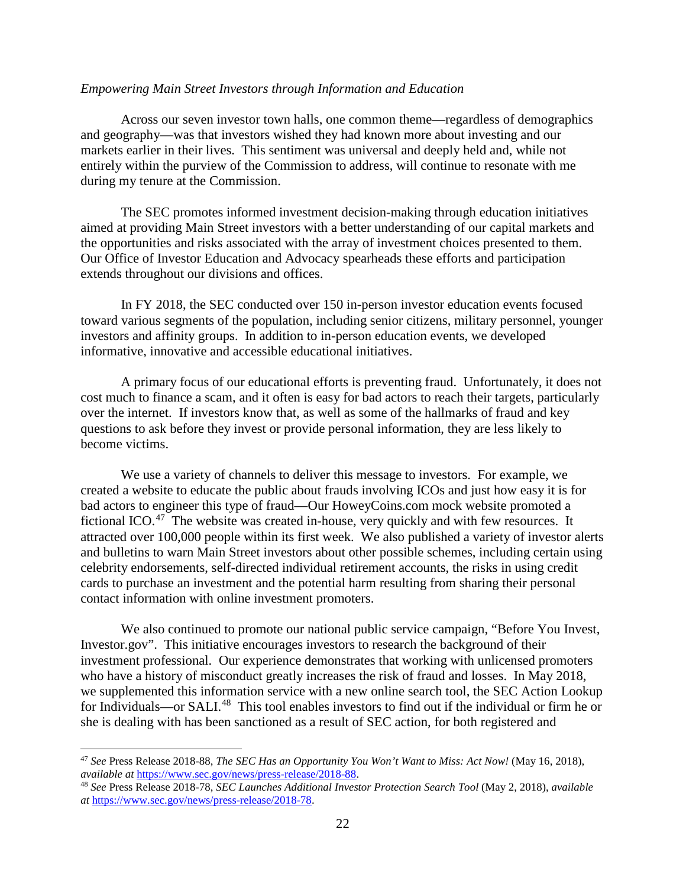*Empowering Main Street Investors through Information and Education*

Across our seven investor town halls, one common theme—regardless of demographics and geography—was that investors wished they had known more about investing and our markets earlier in their lives. This sentiment was universal and deeply held and, while not entirely within the purview of the Commission to address, will continue to resonate with me during my tenure at the Commission.

The SEC promotes informed investment decision-making through education initiatives aimed at providing Main Street investors with a better understanding of our capital markets and the opportunities and risks associated with the array of investment choices presented to them. Our Office of Investor Education and Advocacy spearheads these efforts and participation extends throughout our divisions and offices.

In FY 2018, the SEC conducted over 150 in-person investor education events focused toward various segments of the population, including senior citizens, military personnel, younger investors and affinity groups. In addition to in-person education events, we developed informative, innovative and accessible educational initiatives.

A primary focus of our educational efforts is preventing fraud. Unfortunately, it does not cost much to finance a scam, and it often is easy for bad actors to reach their targets, particularly over the internet. If investors know that, as well as some of the hallmarks of fraud and key questions to ask before they invest or provide personal information, they are less likely to become victims.

We use a variety of channels to deliver this message to investors. For example, we created a website to educate the public about frauds involving ICOs and just how easy it is for bad actors to engineer this type of fraud—Our HoweyCoins.com mock website promoted a fictional ICO.[47] The website was created in-house, very quickly and with few resources. It attracted over 100,000 people within its first week. We also published a variety of investor alerts and bulletins to warn Main Street investors about other possible schemes, including certain using celebrity endorsements, self-directed individual retirement accounts, the risks in using credit cards to purchase an investment and the potential harm resulting from sharing their personal contact information with online investment promoters.

We also continued to promote our national public service campaign, "Before You Invest, Investor.gov". This initiative encourages investors to research the background of their investment professional. Our experience demonstrates that working with unlicensed promoters who have a history of misconduct greatly increases the risk of fraud and losses. In May 2018, we supplemented this information service with a new online search tool, the SEC Action Lookup for Individuals—or SALI.[48] This tool enables investors to find out if the individual or firm he or she is dealing with has been sanctioned as a result of SEC action, for both registered and

---

[47] *See* Press Release 2018-88, *The SEC Has an Opportunity You Won't Want to Miss: Act Now!* (May 16, 2018), *available at* https://www.sec.gov/news/press-release/2018-88.

[48] *See* Press Release 2018-78, *SEC Launches Additional Investor Protection Search Tool* (May 2, 2018), *available at* https://www.sec.gov/news/press-release/2018-78.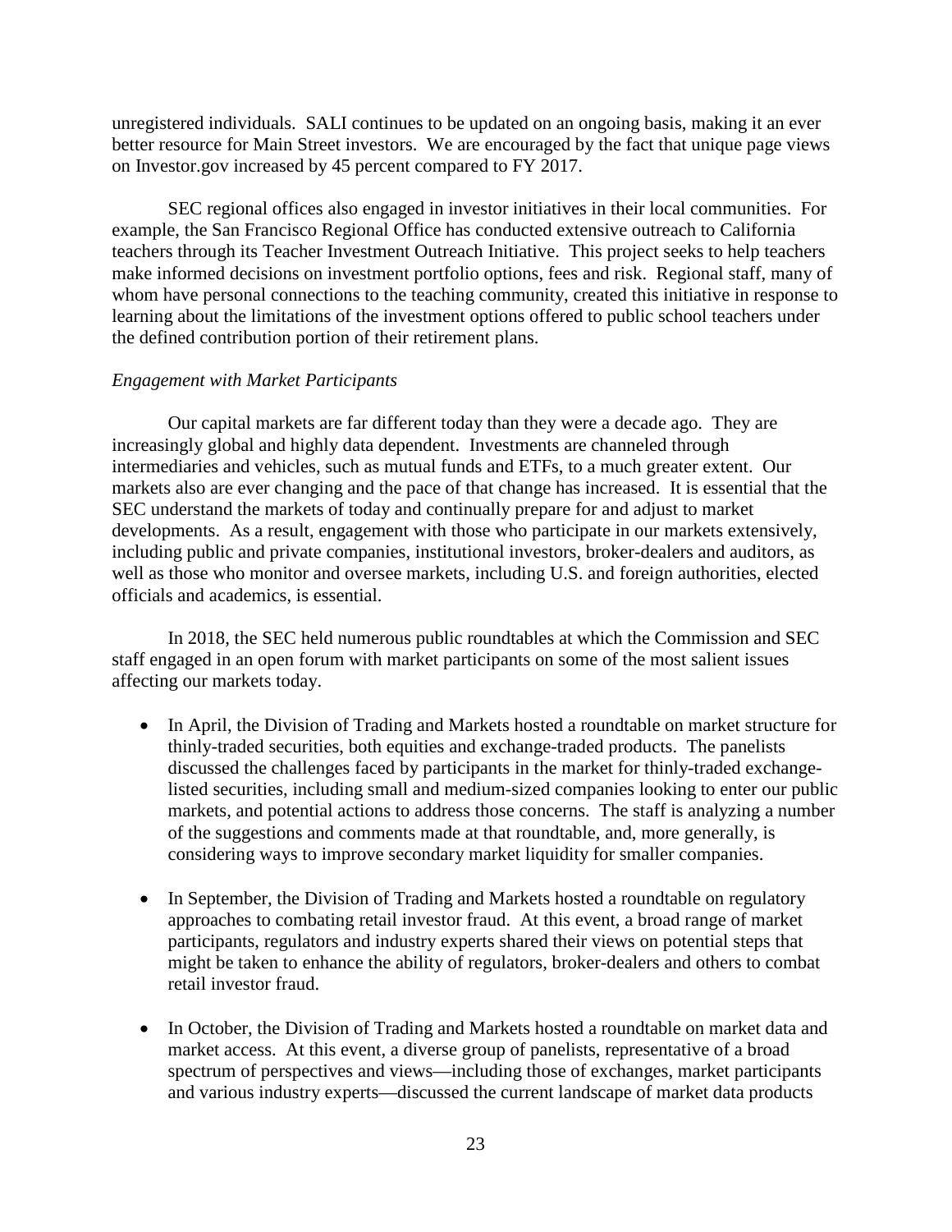unregistered individuals. SALI continues to be updated on an ongoing basis, making it an ever better resource for Main Street investors. We are encouraged by the fact that unique page views on Investor.gov increased by 45 percent compared to FY 2017.

SEC regional offices also engaged in investor initiatives in their local communities. For example, the San Francisco Regional Office has conducted extensive outreach to California teachers through its Teacher Investment Outreach Initiative. This project seeks to help teachers make informed decisions on investment portfolio options, fees and risk. Regional staff, many of whom have personal connections to the teaching community, created this initiative in response to learning about the limitations of the investment options offered to public school teachers under the defined contribution portion of their retirement plans.

*Engagement with Market Participants*

Our capital markets are far different today than they were a decade ago. They are increasingly global and highly data dependent. Investments are channeled through intermediaries and vehicles, such as mutual funds and ETFs, to a much greater extent. Our markets also are ever changing and the pace of that change has increased. It is essential that the SEC understand the markets of today and continually prepare for and adjust to market developments. As a result, engagement with those who participate in our markets extensively, including public and private companies, institutional investors, broker-dealers and auditors, as well as those who monitor and oversee markets, including U.S. and foreign authorities, elected officials and academics, is essential.

In 2018, the SEC held numerous public roundtables at which the Commission and SEC staff engaged in an open forum with market participants on some of the most salient issues affecting our markets today.

- In April, the Division of Trading and Markets hosted a roundtable on market structure for thinly-traded securities, both equities and exchange-traded products. The panelists discussed the challenges faced by participants in the market for thinly-traded exchange-listed securities, including small and medium-sized companies looking to enter our public markets, and potential actions to address those concerns. The staff is analyzing a number of the suggestions and comments made at that roundtable, and, more generally, is considering ways to improve secondary market liquidity for smaller companies.

- In September, the Division of Trading and Markets hosted a roundtable on regulatory approaches to combating retail investor fraud. At this event, a broad range of market participants, regulators and industry experts shared their views on potential steps that might be taken to enhance the ability of regulators, broker-dealers and others to combat retail investor fraud.

- In October, the Division of Trading and Markets hosted a roundtable on market data and market access. At this event, a diverse group of panelists, representative of a broad spectrum of perspectives and views—including those of exchanges, market participants and various industry experts—discussed the current landscape of market data products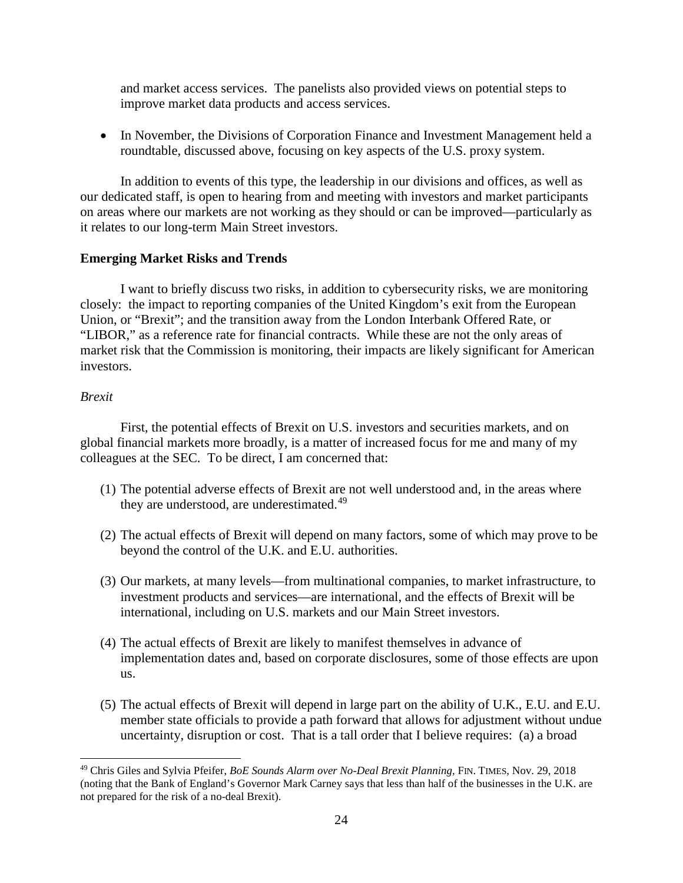and market access services. The panelists also provided views on potential steps to improve market data products and access services.

- In November, the Divisions of Corporation Finance and Investment Management held a roundtable, discussed above, focusing on key aspects of the U.S. proxy system.

In addition to events of this type, the leadership in our divisions and offices, as well as our dedicated staff, is open to hearing from and meeting with investors and market participants on areas where our markets are not working as they should or can be improved—particularly as it relates to our long-term Main Street investors.

**Emerging Market Risks and Trends**

I want to briefly discuss two risks, in addition to cybersecurity risks, we are monitoring closely: the impact to reporting companies of the United Kingdom's exit from the European Union, or "Brexit"; and the transition away from the London Interbank Offered Rate, or "LIBOR," as a reference rate for financial contracts. While these are not the only areas of market risk that the Commission is monitoring, their impacts are likely significant for American investors.

*Brexit*

First, the potential effects of Brexit on U.S. investors and securities markets, and on global financial markets more broadly, is a matter of increased focus for me and many of my colleagues at the SEC. To be direct, I am concerned that:

(1) The potential adverse effects of Brexit are not well understood and, in the areas where they are understood, are underestimated.[49]

(2) The actual effects of Brexit will depend on many factors, some of which may prove to be beyond the control of the U.K. and E.U. authorities.

(3) Our markets, at many levels—from multinational companies, to market infrastructure, to investment products and services—are international, and the effects of Brexit will be international, including on U.S. markets and our Main Street investors.

(4) The actual effects of Brexit are likely to manifest themselves in advance of implementation dates and, based on corporate disclosures, some of those effects are upon us.

(5) The actual effects of Brexit will depend in large part on the ability of U.K., E.U. and E.U. member state officials to provide a path forward that allows for adjustment without undue uncertainty, disruption or cost. That is a tall order that I believe requires: (a) a broad

---

[49] Chris Giles and Sylvia Pfeifer, *BoE Sounds Alarm over No-Deal Brexit Planning*, FIN. TIMES, Nov. 29, 2018 (noting that the Bank of England's Governor Mark Carney says that less than half of the businesses in the U.K. are not prepared for the risk of a no-deal Brexit).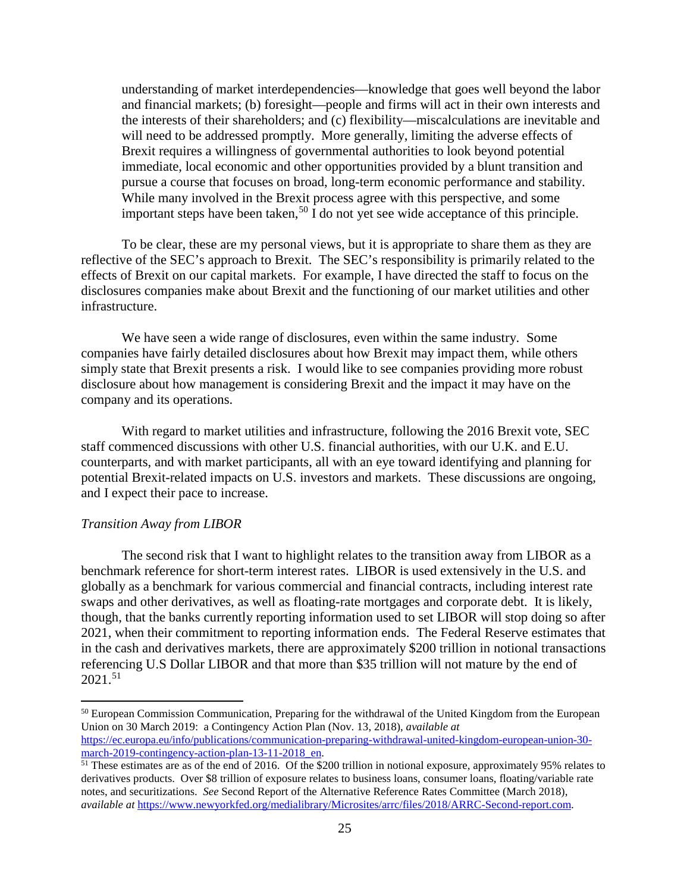> understanding of market interdependencies—knowledge that goes well beyond the labor and financial markets; (b) foresight—people and firms will act in their own interests and the interests of their shareholders; and (c) flexibility—miscalculations are inevitable and will need to be addressed promptly. More generally, limiting the adverse effects of Brexit requires a willingness of governmental authorities to look beyond potential immediate, local economic and other opportunities provided by a blunt transition and pursue a course that focuses on broad, long-term economic performance and stability. While many involved in the Brexit process agree with this perspective, and some important steps have been taken,[50] I do not yet see wide acceptance of this principle.

To be clear, these are my personal views, but it is appropriate to share them as they are reflective of the SEC's approach to Brexit. The SEC's responsibility is primarily related to the effects of Brexit on our capital markets. For example, I have directed the staff to focus on the disclosures companies make about Brexit and the functioning of our market utilities and other infrastructure.

We have seen a wide range of disclosures, even within the same industry. Some companies have fairly detailed disclosures about how Brexit may impact them, while others simply state that Brexit presents a risk. I would like to see companies providing more robust disclosure about how management is considering Brexit and the impact it may have on the company and its operations.

With regard to market utilities and infrastructure, following the 2016 Brexit vote, SEC staff commenced discussions with other U.S. financial authorities, with our U.K. and E.U. counterparts, and with market participants, all with an eye toward identifying and planning for potential Brexit-related impacts on U.S. investors and markets. These discussions are ongoing, and I expect their pace to increase.

*Transition Away from LIBOR*

The second risk that I want to highlight relates to the transition away from LIBOR as a benchmark reference for short-term interest rates. LIBOR is used extensively in the U.S. and globally as a benchmark for various commercial and financial contracts, including interest rate swaps and other derivatives, as well as floating-rate mortgages and corporate debt. It is likely, though, that the banks currently reporting information used to set LIBOR will stop doing so after 2021, when their commitment to reporting information ends. The Federal Reserve estimates that in the cash and derivatives markets, there are approximately $200 trillion in notional transactions referencing U.S Dollar LIBOR and that more than $35 trillion will not mature by the end of 2021.[51]

---

[50] European Commission Communication, Preparing for the withdrawal of the United Kingdom from the European Union on 30 March 2019: a Contingency Action Plan (Nov. 13, 2018), *available at* https://ec.europa.eu/info/publications/communication-preparing-withdrawal-united-kingdom-european-union-30-march-2019-contingency-action-plan-13-11-2018_en.

[51] These estimates are as of the end of 2016. Of the $200 trillion in notional exposure, approximately 95% relates to derivatives products. Over $8 trillion of exposure relates to business loans, consumer loans, floating/variable rate notes, and securitizations. *See* Second Report of the Alternative Reference Rates Committee (March 2018), *available at* https://www.newyorkfed.org/medialibrary/Microsites/arrc/files/2018/ARRC-Second-report.com.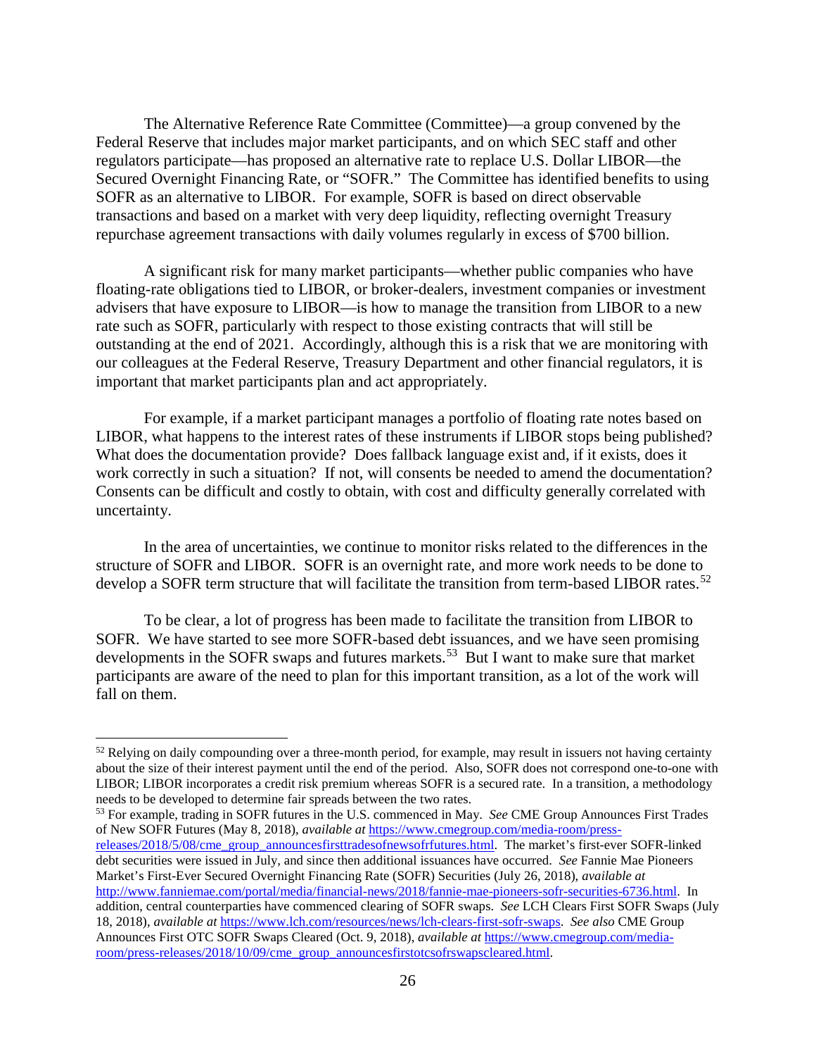The Alternative Reference Rate Committee (Committee)—a group convened by the Federal Reserve that includes major market participants, and on which SEC staff and other regulators participate—has proposed an alternative rate to replace U.S. Dollar LIBOR—the Secured Overnight Financing Rate, or "SOFR." The Committee has identified benefits to using SOFR as an alternative to LIBOR. For example, SOFR is based on direct observable transactions and based on a market with very deep liquidity, reflecting overnight Treasury repurchase agreement transactions with daily volumes regularly in excess of $700 billion.

A significant risk for many market participants—whether public companies who have floating-rate obligations tied to LIBOR, or broker-dealers, investment companies or investment advisers that have exposure to LIBOR—is how to manage the transition from LIBOR to a new rate such as SOFR, particularly with respect to those existing contracts that will still be outstanding at the end of 2021. Accordingly, although this is a risk that we are monitoring with our colleagues at the Federal Reserve, Treasury Department and other financial regulators, it is important that market participants plan and act appropriately.

For example, if a market participant manages a portfolio of floating rate notes based on LIBOR, what happens to the interest rates of these instruments if LIBOR stops being published? What does the documentation provide? Does fallback language exist and, if it exists, does it work correctly in such a situation? If not, will consents be needed to amend the documentation? Consents can be difficult and costly to obtain, with cost and difficulty generally correlated with uncertainty.

In the area of uncertainties, we continue to monitor risks related to the differences in the structure of SOFR and LIBOR. SOFR is an overnight rate, and more work needs to be done to develop a SOFR term structure that will facilitate the transition from term-based LIBOR rates.[52]

To be clear, a lot of progress has been made to facilitate the transition from LIBOR to SOFR. We have started to see more SOFR-based debt issuances, and we have seen promising developments in the SOFR swaps and futures markets.[53] But I want to make sure that market participants are aware of the need to plan for this important transition, as a lot of the work will fall on them.

---

[52] Relying on daily compounding over a three-month period, for example, may result in issuers not having certainty about the size of their interest payment until the end of the period. Also, SOFR does not correspond one-to-one with LIBOR; LIBOR incorporates a credit risk premium whereas SOFR is a secured rate. In a transition, a methodology needs to be developed to determine fair spreads between the two rates.

[53] For example, trading in SOFR futures in the U.S. commenced in May. *See* CME Group Announces First Trades of New SOFR Futures (May 8, 2018), *available at* https://www.cmegroup.com/media-room/press-releases/2018/5/08/cme_group_announcesfirsttradesofnewsofrfutures.html. The market's first-ever SOFR-linked debt securities were issued in July, and since then additional issuances have occurred. *See* Fannie Mae Pioneers Market's First-Ever Secured Overnight Financing Rate (SOFR) Securities (July 26, 2018), *available at* http://www.fanniemae.com/portal/media/financial-news/2018/fannie-mae-pioneers-sofr-securities-6736.html. In addition, central counterparties have commenced clearing of SOFR swaps. *See* LCH Clears First SOFR Swaps (July 18, 2018), *available at* https://www.lch.com/resources/news/lch-clears-first-sofr-swaps. *See also* CME Group Announces First OTC SOFR Swaps Cleared (Oct. 9, 2018), *available at* https://www.cmegroup.com/media-room/press-releases/2018/10/09/cme_group_announcesfirstotcsofrswapscleared.html.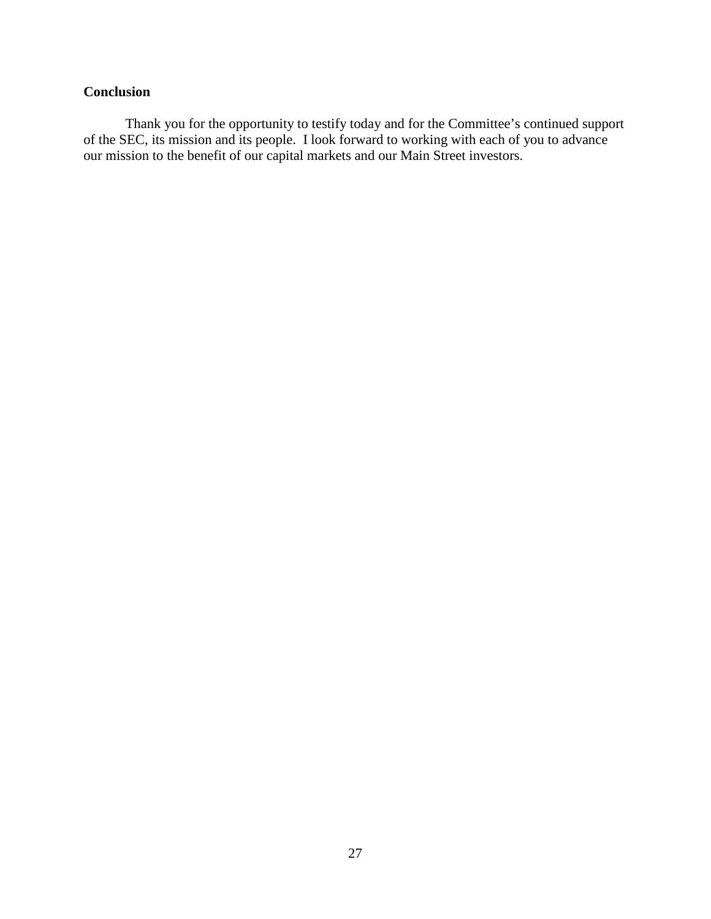## Conclusion

Thank you for the opportunity to testify today and for the Committee's continued support of the SEC, its mission and its people. I look forward to working with each of you to advance our mission to the benefit of our capital markets and our Main Street investors.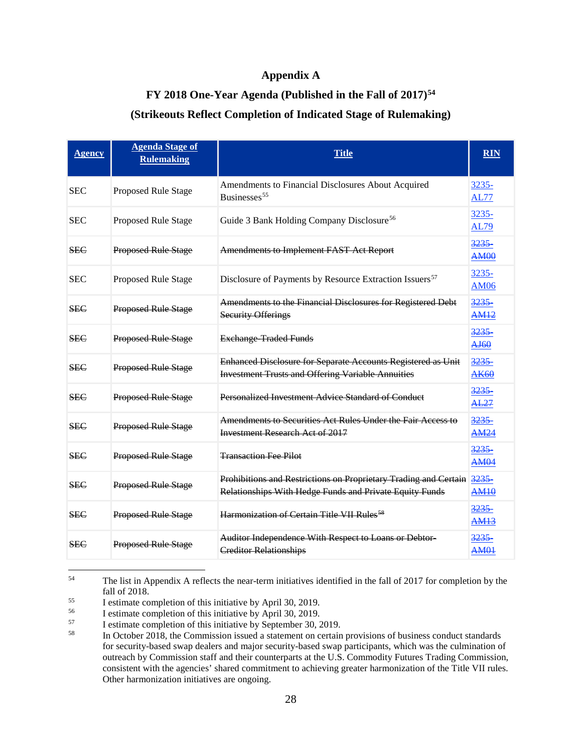# Appendix A

## FY 2018 One-Year Agenda (Published in the Fall of 2017)[54]

## (Strikeouts Reflect Completion of Indicated Stage of Rulemaking)

| Agency | Agenda Stage of Rulemaking | Title | RIN |
|---|---|---|---|
| SEC | Proposed Rule Stage | Amendments to Financial Disclosures About Acquired Businesses[55] | 3235-AL77 |
| SEC | Proposed Rule Stage | Guide 3 Bank Holding Company Disclosure[56] | 3235-AL79 |
| ~~SEC~~ | ~~Proposed Rule Stage~~ | ~~Amendments to Implement FAST Act Report~~ | ~~3235-AM00~~ |
| SEC | Proposed Rule Stage | Disclosure of Payments by Resource Extraction Issuers[57] | 3235-AM06 |
| ~~SEC~~ | ~~Proposed Rule Stage~~ | ~~Amendments to the Financial Disclosures for Registered Debt Security Offerings~~ | ~~3235-AM12~~ |
| ~~SEC~~ | ~~Proposed Rule Stage~~ | ~~Exchange-Traded Funds~~ | ~~3235-AJ60~~ |
| ~~SEC~~ | ~~Proposed Rule Stage~~ | ~~Enhanced Disclosure for Separate Accounts Registered as Unit Investment Trusts and Offering Variable Annuities~~ | ~~3235-AK60~~ |
| ~~SEC~~ | ~~Proposed Rule Stage~~ | ~~Personalized Investment Advice Standard of Conduct~~ | ~~3235-AL27~~ |
| ~~SEC~~ | ~~Proposed Rule Stage~~ | ~~Amendments to Securities Act Rules Under the Fair Access to Investment Research Act of 2017~~ | ~~3235-AM24~~ |
| ~~SEC~~ | ~~Proposed Rule Stage~~ | ~~Transaction Fee Pilot~~ | ~~3235-AM04~~ |
| ~~SEC~~ | ~~Proposed Rule Stage~~ | ~~Prohibitions and Restrictions on Proprietary Trading and Certain Relationships With Hedge Funds and Private Equity Funds~~ | ~~3235-AM10~~ |
| ~~SEC~~ | ~~Proposed Rule Stage~~ | ~~Harmonization of Certain Title VII Rules~~[58] | ~~3235-AM13~~ |
| ~~SEC~~ | ~~Proposed Rule Stage~~ | ~~Auditor Independence With Respect to Loans or Debtor-Creditor Relationships~~ | ~~3235-AM01~~ |

---

[54] The list in Appendix A reflects the near-term initiatives identified in the fall of 2017 for completion by the fall of 2018.

[55] I estimate completion of this initiative by April 30, 2019.

[56] I estimate completion of this initiative by April 30, 2019.

[57] I estimate completion of this initiative by September 30, 2019.

[58] In October 2018, the Commission issued a statement on certain provisions of business conduct standards for security-based swap dealers and major security-based swap participants, which was the culmination of outreach by Commission staff and their counterparts at the U.S. Commodity Futures Trading Commission, consistent with the agencies' shared commitment to achieving greater harmonization of the Title VII rules. Other harmonization initiatives are ongoing.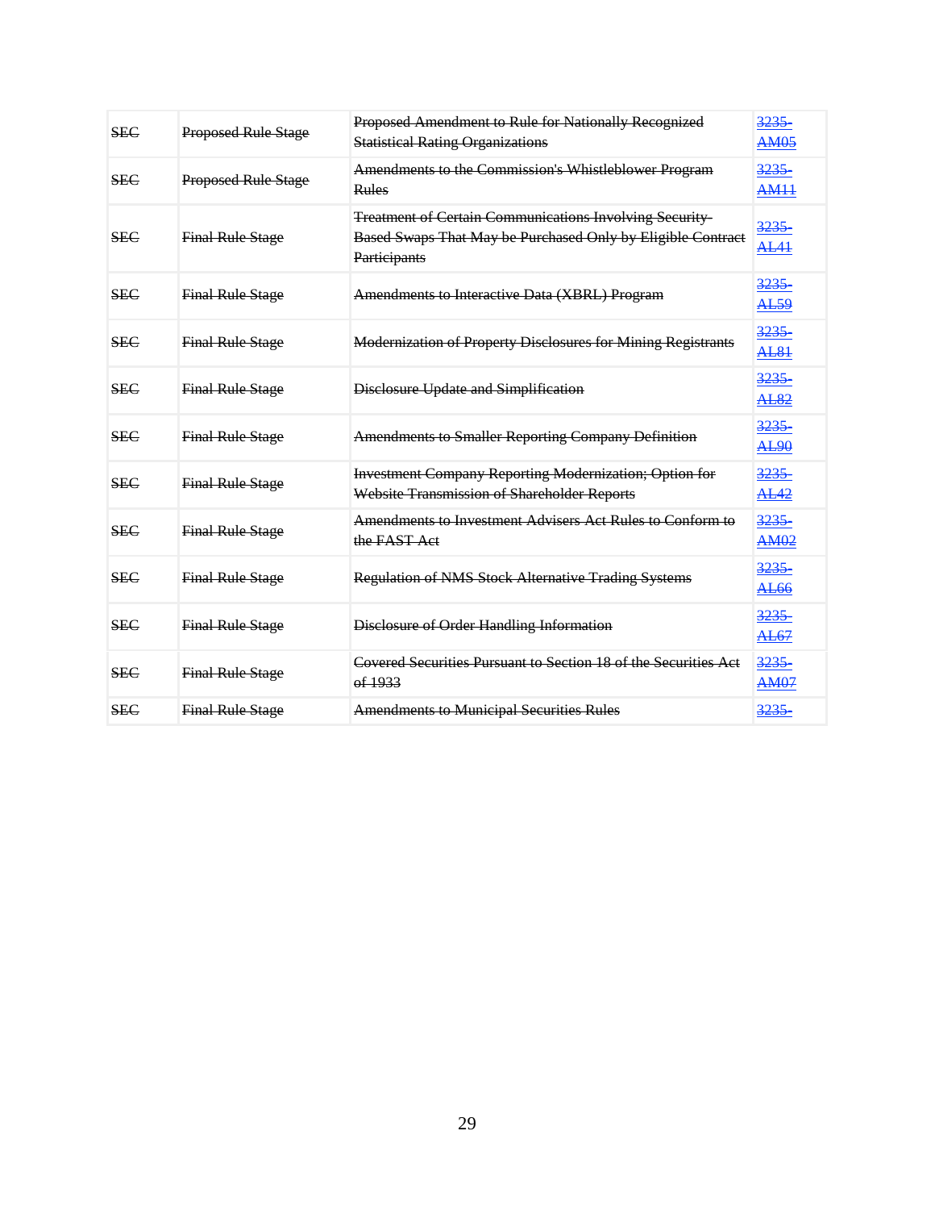| ~~SEC~~ | ~~Proposed Rule Stage~~ | ~~Proposed Amendment to Rule for Nationally Recognized Statistical Rating Organizations~~ | ~~3235-AM05~~ |
|---|---|---|---|
| ~~SEC~~ | ~~Proposed Rule Stage~~ | ~~Amendments to the Commission's Whistleblower Program Rules~~ | ~~3235-AM11~~ |
| ~~SEC~~ | ~~Final Rule Stage~~ | ~~Treatment of Certain Communications Involving Security-Based Swaps That May be Purchased Only by Eligible Contract Participants~~ | ~~3235-AL41~~ |
| ~~SEC~~ | ~~Final Rule Stage~~ | ~~Amendments to Interactive Data (XBRL) Program~~ | ~~3235-AL59~~ |
| ~~SEC~~ | ~~Final Rule Stage~~ | ~~Modernization of Property Disclosures for Mining Registrants~~ | ~~3235-AL81~~ |
| ~~SEC~~ | ~~Final Rule Stage~~ | ~~Disclosure Update and Simplification~~ | ~~3235-AL82~~ |
| ~~SEC~~ | ~~Final Rule Stage~~ | ~~Amendments to Smaller Reporting Company Definition~~ | ~~3235-AL90~~ |
| ~~SEC~~ | ~~Final Rule Stage~~ | ~~Investment Company Reporting Modernization; Option for Website Transmission of Shareholder Reports~~ | ~~3235-AL42~~ |
| ~~SEC~~ | ~~Final Rule Stage~~ | ~~Amendments to Investment Advisers Act Rules to Conform to the FAST Act~~ | ~~3235-AM02~~ |
| ~~SEC~~ | ~~Final Rule Stage~~ | ~~Regulation of NMS Stock Alternative Trading Systems~~ | ~~3235-AL66~~ |
| ~~SEC~~ | ~~Final Rule Stage~~ | ~~Disclosure of Order Handling Information~~ | ~~3235-AL67~~ |
| ~~SEC~~ | ~~Final Rule Stage~~ | ~~Covered Securities Pursuant to Section 18 of the Securities Act of 1933~~ | ~~3235-AM07~~ |
| ~~SEC~~ | ~~Final Rule Stage~~ | ~~Amendments to Municipal Securities Rules~~ | ~~3235-~~ |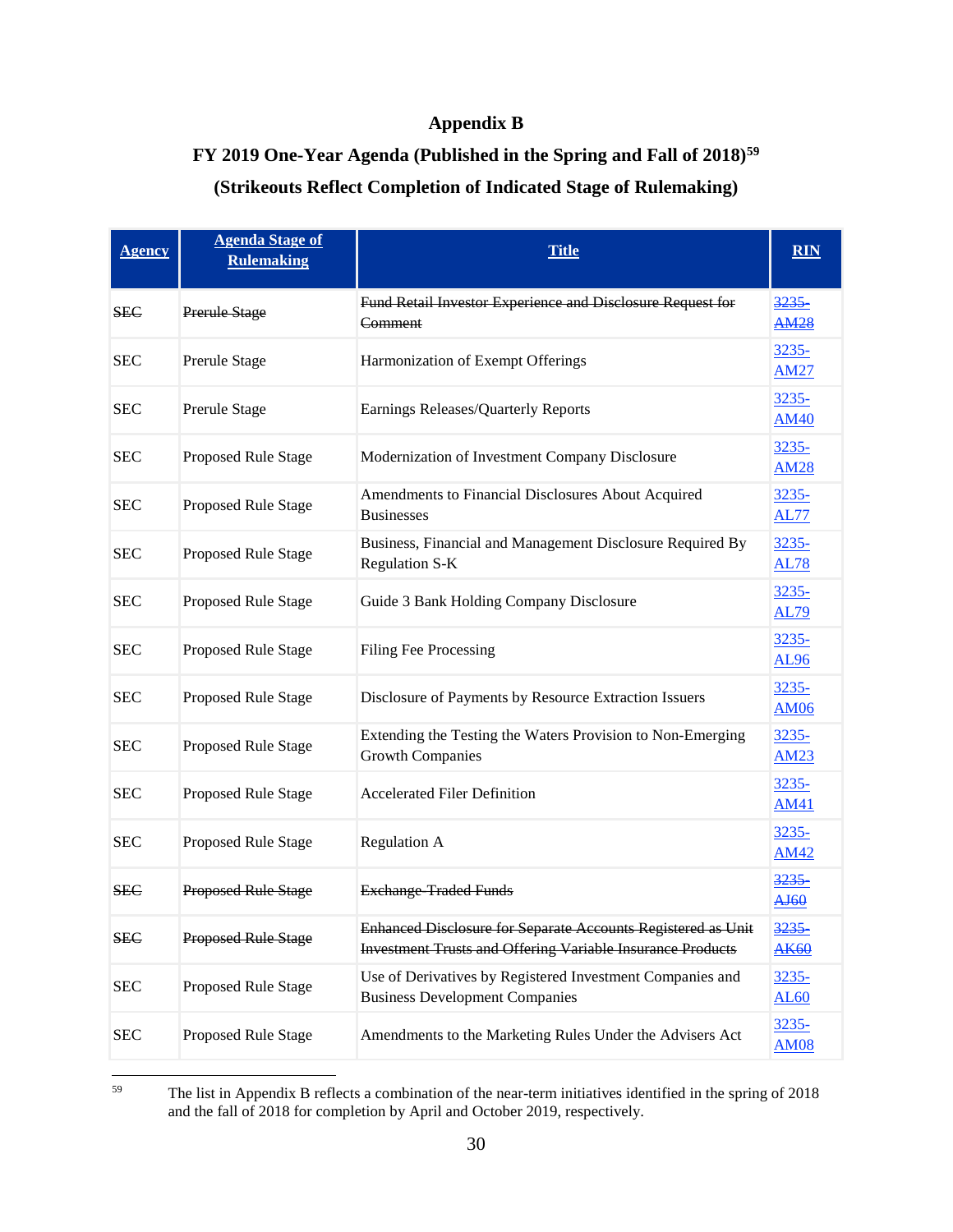## Appendix B

### FY 2019 One-Year Agenda (Published in the Spring and Fall of 2018)[59]

### (Strikeouts Reflect Completion of Indicated Stage of Rulemaking)

| Agency | Agenda Stage of Rulemaking | Title | RIN |
|---|---|---|---|
| ~~SEC~~ | ~~Prerule Stage~~ | ~~Fund Retail Investor Experience and Disclosure Request for Comment~~ | ~~3235-AM28~~ |
| SEC | Prerule Stage | Harmonization of Exempt Offerings | 3235-AM27 |
| SEC | Prerule Stage | Earnings Releases/Quarterly Reports | 3235-AM40 |
| SEC | Proposed Rule Stage | Modernization of Investment Company Disclosure | 3235-AM28 |
| SEC | Proposed Rule Stage | Amendments to Financial Disclosures About Acquired Businesses | 3235-AL77 |
| SEC | Proposed Rule Stage | Business, Financial and Management Disclosure Required By Regulation S-K | 3235-AL78 |
| SEC | Proposed Rule Stage | Guide 3 Bank Holding Company Disclosure | 3235-AL79 |
| SEC | Proposed Rule Stage | Filing Fee Processing | 3235-AL96 |
| SEC | Proposed Rule Stage | Disclosure of Payments by Resource Extraction Issuers | 3235-AM06 |
| SEC | Proposed Rule Stage | Extending the Testing the Waters Provision to Non-Emerging Growth Companies | 3235-AM23 |
| SEC | Proposed Rule Stage | Accelerated Filer Definition | 3235-AM41 |
| SEC | Proposed Rule Stage | Regulation A | 3235-AM42 |
| ~~SEC~~ | ~~Proposed Rule Stage~~ | ~~Exchange-Traded Funds~~ | ~~3235-AJ60~~ |
| ~~SEC~~ | ~~Proposed Rule Stage~~ | ~~Enhanced Disclosure for Separate Accounts Registered as Unit Investment Trusts and Offering Variable Insurance Products~~ | ~~3235-AK60~~ |
| SEC | Proposed Rule Stage | Use of Derivatives by Registered Investment Companies and Business Development Companies | 3235-AL60 |
| SEC | Proposed Rule Stage | Amendments to the Marketing Rules Under the Advisers Act | 3235-AM08 |

[59] The list in Appendix B reflects a combination of the near-term initiatives identified in the spring of 2018 and the fall of 2018 for completion by April and October 2019, respectively.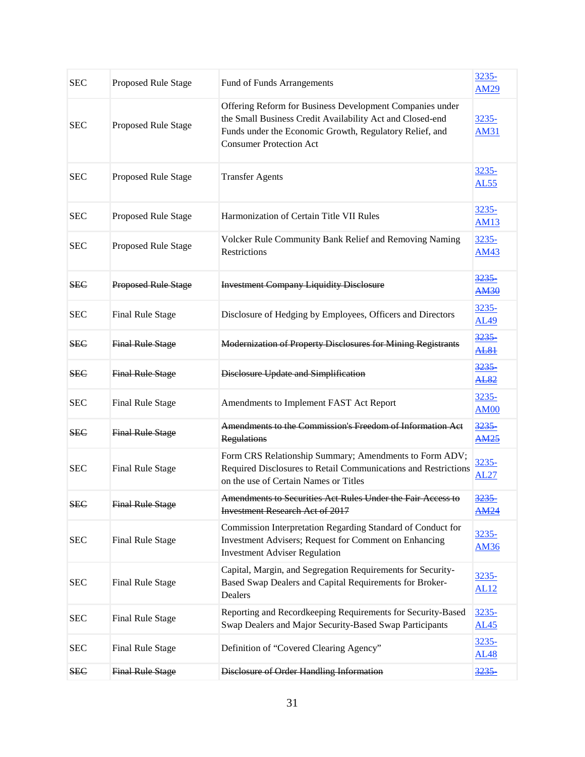| SEC | Proposed Rule Stage | Fund of Funds Arrangements | 3235-AM29 |
|---|---|---|---|
| SEC | Proposed Rule Stage | Offering Reform for Business Development Companies under the Small Business Credit Availability Act and Closed-end Funds under the Economic Growth, Regulatory Relief, and Consumer Protection Act | 3235-AM31 |
| SEC | Proposed Rule Stage | Transfer Agents | 3235-AL55 |
| SEC | Proposed Rule Stage | Harmonization of Certain Title VII Rules | 3235-AM13 |
| SEC | Proposed Rule Stage | Volcker Rule Community Bank Relief and Removing Naming Restrictions | 3235-AM43 |
| ~~SEC~~ | ~~Proposed Rule Stage~~ | ~~Investment Company Liquidity Disclosure~~ | ~~3235-AM30~~ |
| SEC | Final Rule Stage | Disclosure of Hedging by Employees, Officers and Directors | 3235-AL49 |
| ~~SEC~~ | ~~Final Rule Stage~~ | ~~Modernization of Property Disclosures for Mining Registrants~~ | ~~3235-AL81~~ |
| ~~SEC~~ | ~~Final Rule Stage~~ | ~~Disclosure Update and Simplification~~ | ~~3235-AL82~~ |
| SEC | Final Rule Stage | Amendments to Implement FAST Act Report | 3235-AM00 |
| ~~SEC~~ | ~~Final Rule Stage~~ | ~~Amendments to the Commission's Freedom of Information Act Regulations~~ | ~~3235-AM25~~ |
| SEC | Final Rule Stage | Form CRS Relationship Summary; Amendments to Form ADV; Required Disclosures to Retail Communications and Restrictions on the use of Certain Names or Titles | 3235-AL27 |
| ~~SEC~~ | ~~Final Rule Stage~~ | ~~Amendments to Securities Act Rules Under the Fair Access to Investment Research Act of 2017~~ | ~~3235-AM24~~ |
| SEC | Final Rule Stage | Commission Interpretation Regarding Standard of Conduct for Investment Advisers; Request for Comment on Enhancing Investment Adviser Regulation | 3235-AM36 |
| SEC | Final Rule Stage | Capital, Margin, and Segregation Requirements for Security-Based Swap Dealers and Capital Requirements for Broker-Dealers | 3235-AL12 |
| SEC | Final Rule Stage | Reporting and Recordkeeping Requirements for Security-Based Swap Dealers and Major Security-Based Swap Participants | 3235-AL45 |
| SEC | Final Rule Stage | Definition of "Covered Clearing Agency" | 3235-AL48 |
| ~~SEC~~ | ~~Final Rule Stage~~ | ~~Disclosure of Order Handling Information~~ | ~~3235-~~ |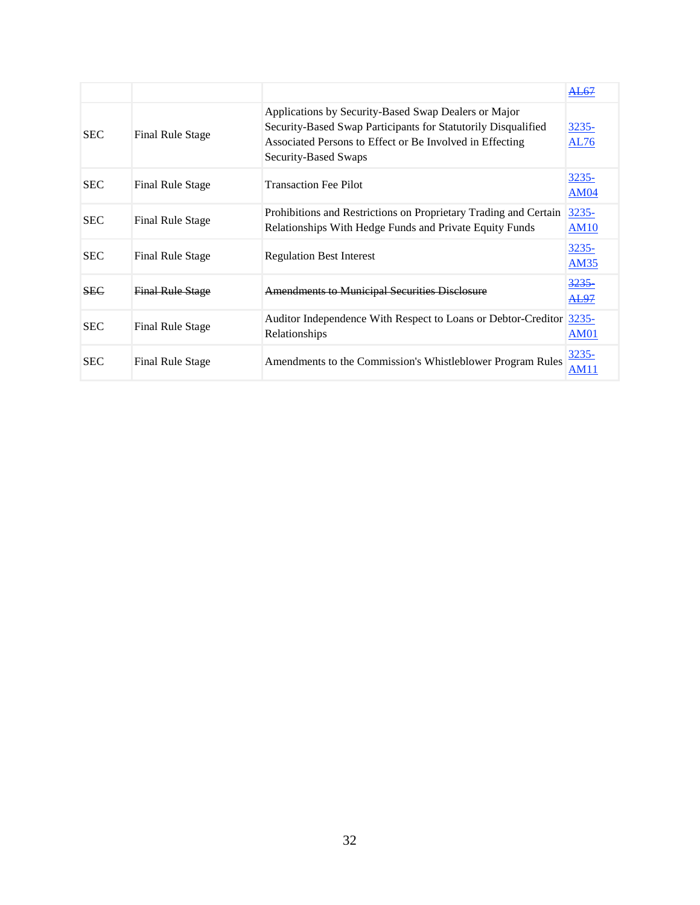| | | | ~~AL67~~ |
|---|---|---|---|
| SEC | Final Rule Stage | Applications by Security-Based Swap Dealers or Major Security-Based Swap Participants for Statutorily Disqualified Associated Persons to Effect or Be Involved in Effecting Security-Based Swaps | 3235-AL76 |
| SEC | Final Rule Stage | Transaction Fee Pilot | 3235-AM04 |
| SEC | Final Rule Stage | Prohibitions and Restrictions on Proprietary Trading and Certain Relationships With Hedge Funds and Private Equity Funds | 3235-AM10 |
| SEC | Final Rule Stage | Regulation Best Interest | 3235-AM35 |
| ~~SEC~~ | ~~Final Rule Stage~~ | ~~Amendments to Municipal Securities Disclosure~~ | ~~3235-AL97~~ |
| SEC | Final Rule Stage | Auditor Independence With Respect to Loans or Debtor-Creditor Relationships | 3235-AM01 |
| SEC | Final Rule Stage | Amendments to the Commission's Whistleblower Program Rules | 3235-AM11 |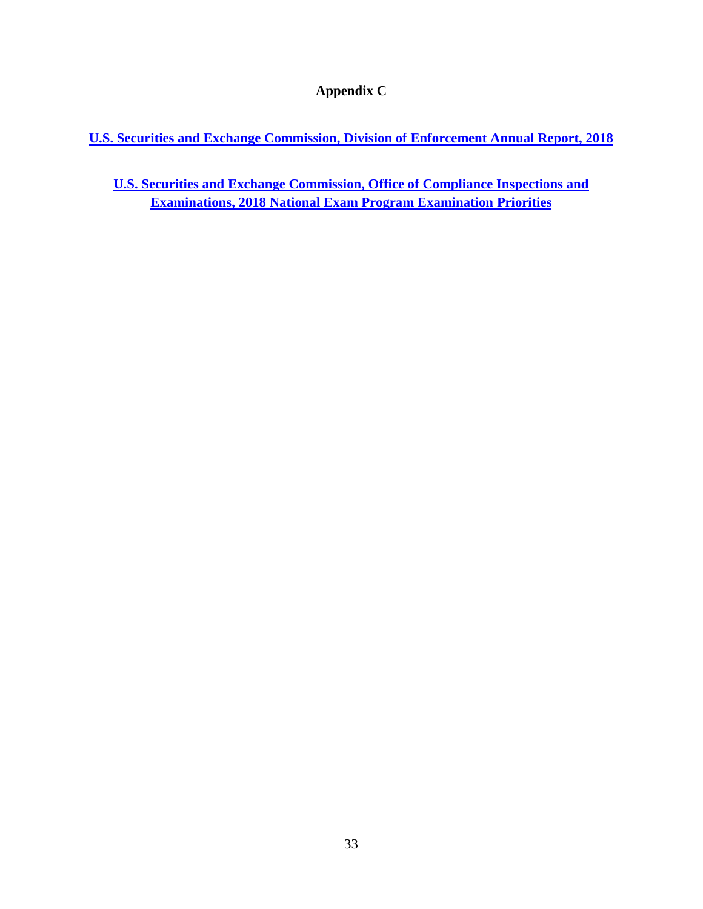# Appendix C

**U.S. Securities and Exchange Commission, Division of Enforcement Annual Report, 2018**

**U.S. Securities and Exchange Commission, Office of Compliance Inspections and Examinations, 2018 National Exam Program Examination Priorities**